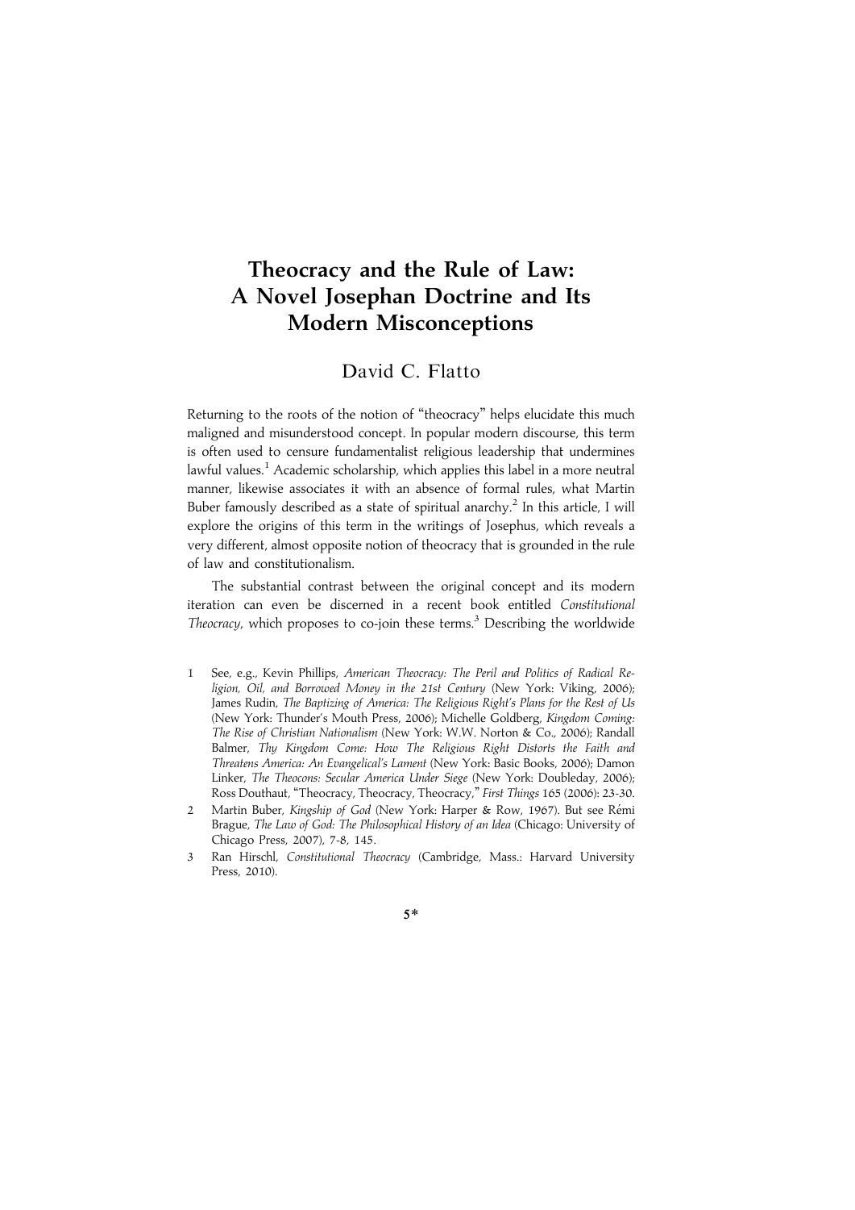# Theocracy and the Rule of Law: A Novel Josephan Doctrine and Its Modern Misconceptions

David C. Flatto

Returning to the roots of the notion of "theocracy" helps elucidate this much maligned and misunderstood concept. In popular modern discourse, this term is often used to censure fundamentalist religious leadership that undermines lawful values.[1] Academic scholarship, which applies this label in a more neutral manner, likewise associates it with an absence of formal rules, what Martin Buber famously described as a state of spiritual anarchy.[2] In this article, I will explore the origins of this term in the writings of Josephus, which reveals a very different, almost opposite notion of theocracy that is grounded in the rule of law and constitutionalism.

The substantial contrast between the original concept and its modern iteration can even be discerned in a recent book entitled *Constitutional Theocracy*, which proposes to co-join these terms.[3] Describing the worldwide

---

1 See, e.g., Kevin Phillips, *American Theocracy: The Peril and Politics of Radical Religion, Oil, and Borrowed Money in the 21st Century* (New York: Viking, 2006); James Rudin, *The Baptizing of America: The Religious Right's Plans for the Rest of Us* (New York: Thunder's Mouth Press, 2006); Michelle Goldberg, *Kingdom Coming: The Rise of Christian Nationalism* (New York: W.W. Norton & Co., 2006); Randall Balmer, *Thy Kingdom Come: How The Religious Right Distorts the Faith and Threatens America: An Evangelical's Lament* (New York: Basic Books, 2006); Damon Linker, *The Theocons: Secular America Under Siege* (New York: Doubleday, 2006); Ross Douthaut, "Theocracy, Theocracy, Theocracy," *First Things* 165 (2006): 23-30.

2 Martin Buber, *Kingship of God* (New York: Harper & Row, 1967). But see Rémi Brague, *The Law of God: The Philosophical History of an Idea* (Chicago: University of Chicago Press, 2007), 7-8, 145.

3 Ran Hirschl, *Constitutional Theocracy* (Cambridge, Mass.: Harvard University Press, 2010).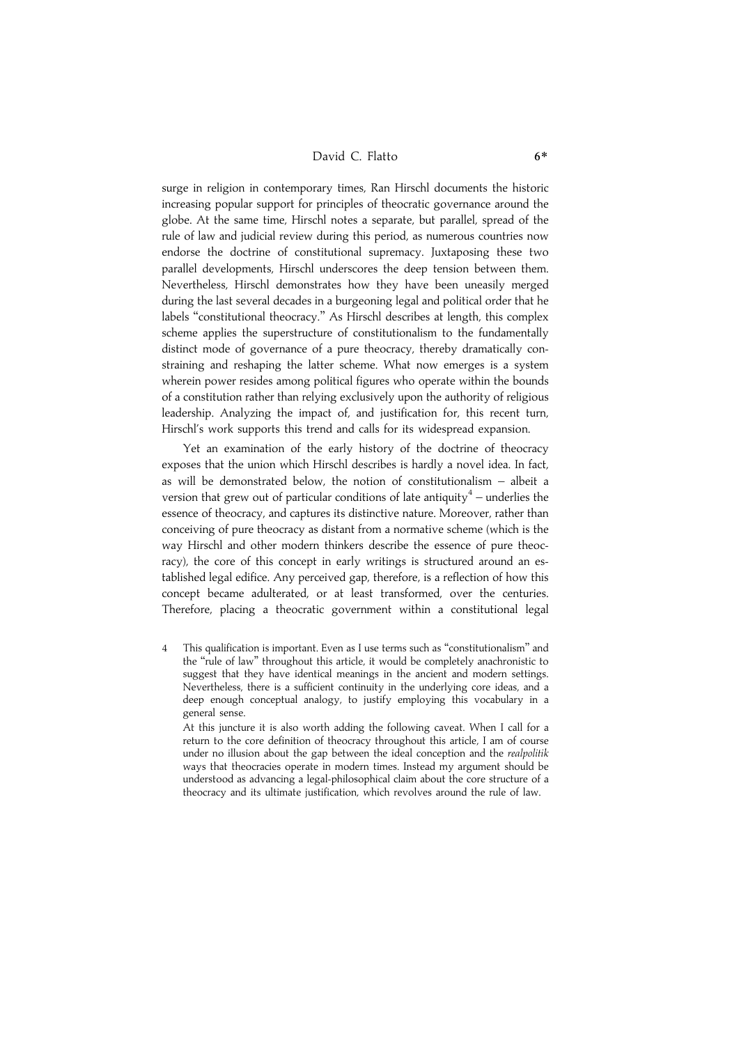surge in religion in contemporary times, Ran Hirschl documents the historic increasing popular support for principles of theocratic governance around the globe. At the same time, Hirschl notes a separate, but parallel, spread of the rule of law and judicial review during this period, as numerous countries now endorse the doctrine of constitutional supremacy. Juxtaposing these two parallel developments, Hirschl underscores the deep tension between them. Nevertheless, Hirschl demonstrates how they have been uneasily merged during the last several decades in a burgeoning legal and political order that he labels "constitutional theocracy." As Hirschl describes at length, this complex scheme applies the superstructure of constitutionalism to the fundamentally distinct mode of governance of a pure theocracy, thereby dramatically constraining and reshaping the latter scheme. What now emerges is a system wherein power resides among political figures who operate within the bounds of a constitution rather than relying exclusively upon the authority of religious leadership. Analyzing the impact of, and justification for, this recent turn, Hirschl's work supports this trend and calls for its widespread expansion.

Yet an examination of the early history of the doctrine of theocracy exposes that the union which Hirschl describes is hardly a novel idea. In fact, as will be demonstrated below, the notion of constitutionalism – albeit a version that grew out of particular conditions of late antiquity[4] – underlies the essence of theocracy, and captures its distinctive nature. Moreover, rather than conceiving of pure theocracy as distant from a normative scheme (which is the way Hirschl and other modern thinkers describe the essence of pure theocracy), the core of this concept in early writings is structured around an established legal edifice. Any perceived gap, therefore, is a reflection of how this concept became adulterated, or at least transformed, over the centuries. Therefore, placing a theocratic government within a constitutional legal

4 This qualification is important. Even as I use terms such as "constitutionalism" and the "rule of law" throughout this article, it would be completely anachronistic to suggest that they have identical meanings in the ancient and modern settings. Nevertheless, there is a sufficient continuity in the underlying core ideas, and a deep enough conceptual analogy, to justify employing this vocabulary in a general sense.

At this juncture it is also worth adding the following caveat. When I call for a return to the core definition of theocracy throughout this article, I am of course under no illusion about the gap between the ideal conception and the *realpolitik* ways that theocracies operate in modern times. Instead my argument should be understood as advancing a legal-philosophical claim about the core structure of a theocracy and its ultimate justification, which revolves around the rule of law.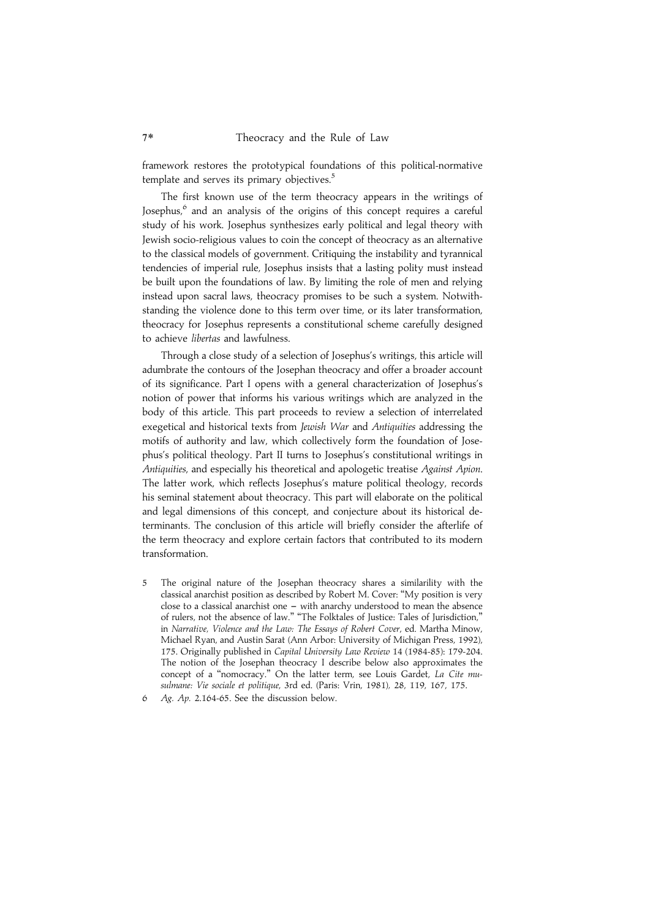framework restores the prototypical foundations of this political-normative template and serves its primary objectives.[5]

The first known use of the term theocracy appears in the writings of Josephus,[6] and an analysis of the origins of this concept requires a careful study of his work. Josephus synthesizes early political and legal theory with Jewish socio-religious values to coin the concept of theocracy as an alternative to the classical models of government. Critiquing the instability and tyrannical tendencies of imperial rule, Josephus insists that a lasting polity must instead be built upon the foundations of law. By limiting the role of men and relying instead upon sacral laws, theocracy promises to be such a system. Notwithstanding the violence done to this term over time, or its later transformation, theocracy for Josephus represents a constitutional scheme carefully designed to achieve *libertas* and lawfulness.

Through a close study of a selection of Josephus's writings, this article will adumbrate the contours of the Josephan theocracy and offer a broader account of its significance. Part I opens with a general characterization of Josephus's notion of power that informs his various writings which are analyzed in the body of this article. This part proceeds to review a selection of interrelated exegetical and historical texts from *Jewish War* and *Antiquities* addressing the motifs of authority and law, which collectively form the foundation of Josephus's political theology. Part II turns to Josephus's constitutional writings in *Antiquities*, and especially his theoretical and apologetic treatise *Against Apion*. The latter work, which reflects Josephus's mature political theology, records his seminal statement about theocracy. This part will elaborate on the political and legal dimensions of this concept, and conjecture about its historical determinants. The conclusion of this article will briefly consider the afterlife of the term theocracy and explore certain factors that contributed to its modern transformation.

5 The original nature of the Josephan theocracy shares a similarility with the classical anarchist position as described by Robert M. Cover: "My position is very close to a classical anarchist one – with anarchy understood to mean the absence of rulers, not the absence of law." "The Folktales of Justice: Tales of Jurisdiction," in *Narrative, Violence and the Law: The Essays of Robert Cover*, ed. Martha Minow, Michael Ryan, and Austin Sarat (Ann Arbor: University of Michigan Press, 1992), 175. Originally published in *Capital University Law Review* 14 (1984-85): 179-204. The notion of the Josephan theocracy I describe below also approximates the concept of a "nomocracy." On the latter term, see Louis Gardet, *La Cite musulmane: Vie sociale et politique*, 3rd ed. (Paris: Vrin, 1981), 28, 119, 167, 175.

6 *Ag. Ap.* 2.164-65. See the discussion below.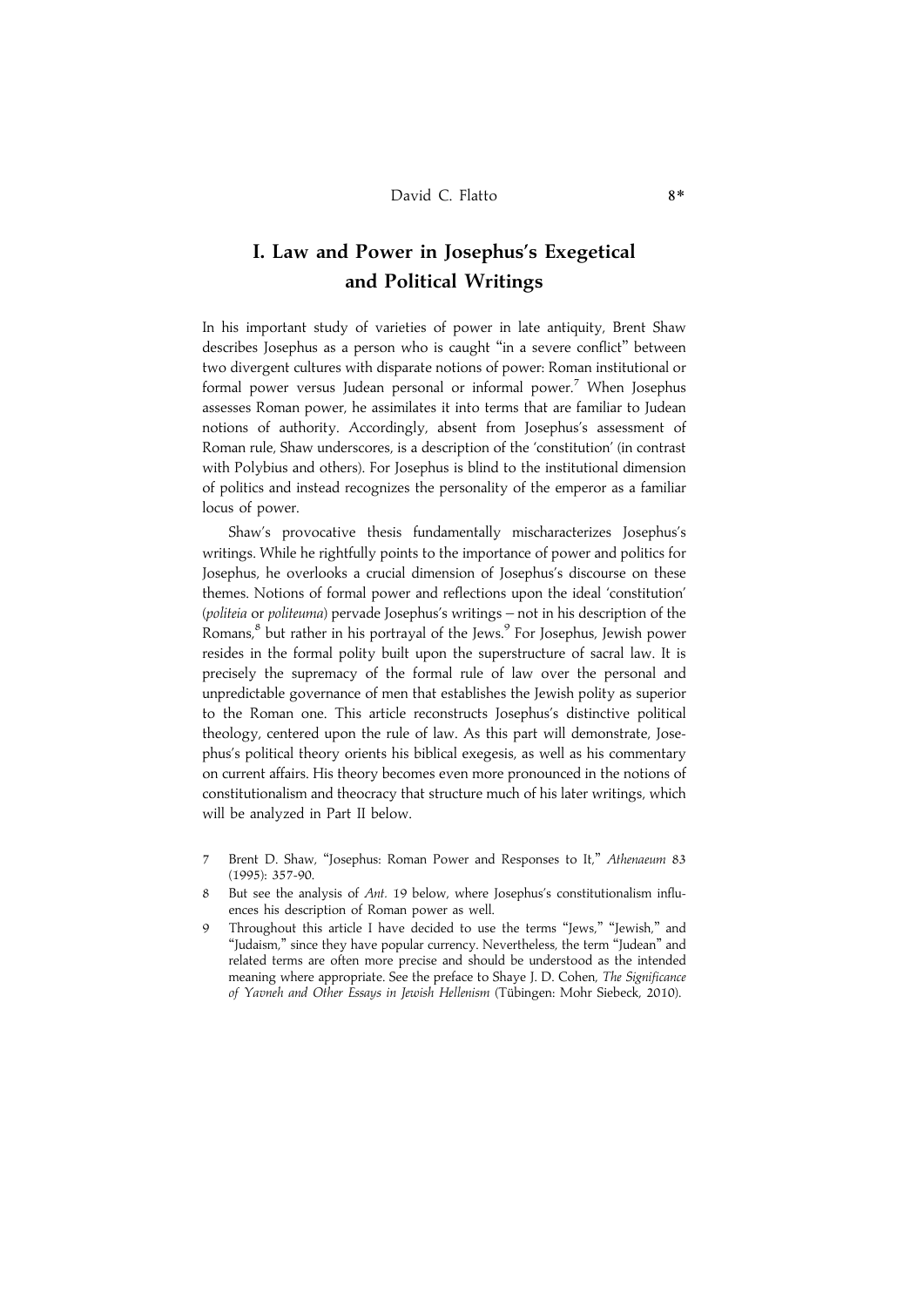# I. Law and Power in Josephus's Exegetical and Political Writings

In his important study of varieties of power in late antiquity, Brent Shaw describes Josephus as a person who is caught "in a severe conflict" between two divergent cultures with disparate notions of power: Roman institutional or formal power versus Judean personal or informal power.[7] When Josephus assesses Roman power, he assimilates it into terms that are familiar to Judean notions of authority. Accordingly, absent from Josephus's assessment of Roman rule, Shaw underscores, is a description of the 'constitution' (in contrast with Polybius and others). For Josephus is blind to the institutional dimension of politics and instead recognizes the personality of the emperor as a familiar locus of power.

Shaw's provocative thesis fundamentally mischaracterizes Josephus's writings. While he rightfully points to the importance of power and politics for Josephus, he overlooks a crucial dimension of Josephus's discourse on these themes. Notions of formal power and reflections upon the ideal 'constitution' (*politeia* or *politeuma*) pervade Josephus's writings – not in his description of the Romans,[8] but rather in his portrayal of the Jews.[9] For Josephus, Jewish power resides in the formal polity built upon the superstructure of sacral law. It is precisely the supremacy of the formal rule of law over the personal and unpredictable governance of men that establishes the Jewish polity as superior to the Roman one. This article reconstructs Josephus's distinctive political theology, centered upon the rule of law. As this part will demonstrate, Josephus's political theory orients his biblical exegesis, as well as his commentary on current affairs. His theory becomes even more pronounced in the notions of constitutionalism and theocracy that structure much of his later writings, which will be analyzed in Part II below.

7 Brent D. Shaw, "Josephus: Roman Power and Responses to It," *Athenaeum* 83 (1995): 357-90.

8 But see the analysis of *Ant.* 19 below, where Josephus's constitutionalism influences his description of Roman power as well.

9 Throughout this article I have decided to use the terms "Jews," "Jewish," and "Judaism," since they have popular currency. Nevertheless, the term "Judean" and related terms are often more precise and should be understood as the intended meaning where appropriate. See the preface to Shaye J. D. Cohen, *The Significance of Yavneh and Other Essays in Jewish Hellenism* (Tübingen: Mohr Siebeck, 2010).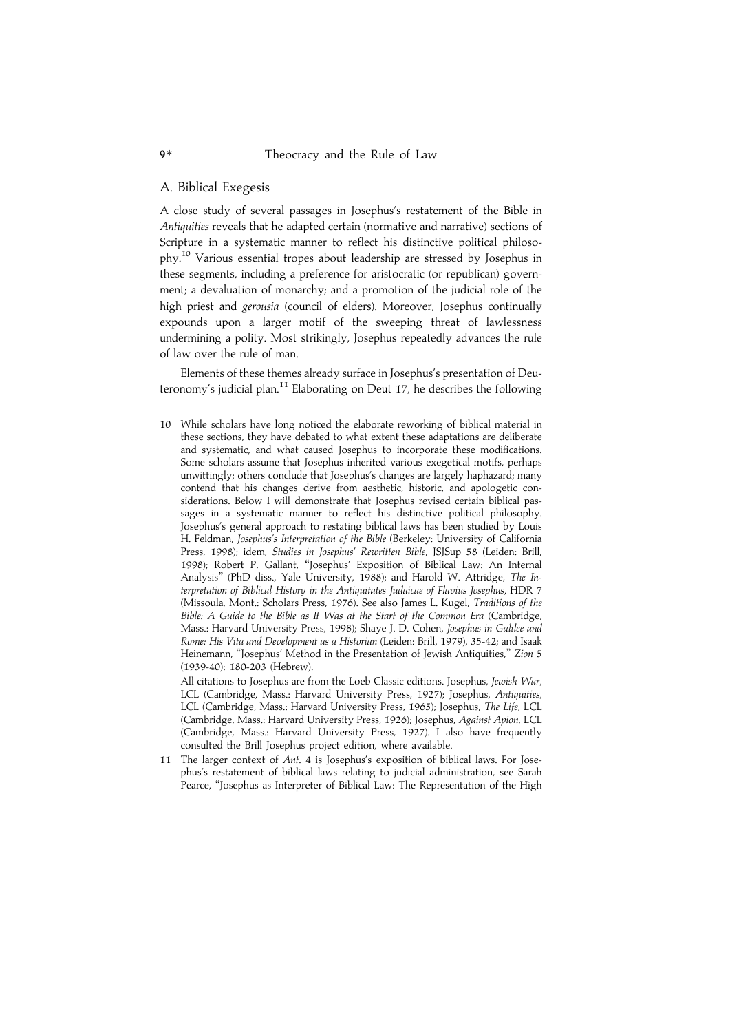## A. Biblical Exegesis

A close study of several passages in Josephus's restatement of the Bible in *Antiquities* reveals that he adapted certain (normative and narrative) sections of Scripture in a systematic manner to reflect his distinctive political philosophy.[10] Various essential tropes about leadership are stressed by Josephus in these segments, including a preference for aristocratic (or republican) government; a devaluation of monarchy; and a promotion of the judicial role of the high priest and *gerousia* (council of elders). Moreover, Josephus continually expounds upon a larger motif of the sweeping threat of lawlessness undermining a polity. Most strikingly, Josephus repeatedly advances the rule of law over the rule of man.

Elements of these themes already surface in Josephus's presentation of Deuteronomy's judicial plan.[11] Elaborating on Deut 17, he describes the following

10 While scholars have long noticed the elaborate reworking of biblical material in these sections, they have debated to what extent these adaptations are deliberate and systematic, and what caused Josephus to incorporate these modifications. Some scholars assume that Josephus inherited various exegetical motifs, perhaps unwittingly; others conclude that Josephus's changes are largely haphazard; many contend that his changes derive from aesthetic, historic, and apologetic considerations. Below I will demonstrate that Josephus revised certain biblical passages in a systematic manner to reflect his distinctive political philosophy. Josephus's general approach to restating biblical laws has been studied by Louis H. Feldman, *Josephus's Interpretation of the Bible* (Berkeley: University of California Press, 1998); idem, *Studies in Josephus' Rewritten Bible*, JSJSup 58 (Leiden: Brill, 1998); Robert P. Gallant, "Josephus' Exposition of Biblical Law: An Internal Analysis" (PhD diss., Yale University, 1988); and Harold W. Attridge, *The Interpretation of Biblical History in the Antiquitates Judaicae of Flavius Josephus*, HDR 7 (Missoula, Mont.: Scholars Press, 1976). See also James L. Kugel, *Traditions of the Bible: A Guide to the Bible as It Was at the Start of the Common Era* (Cambridge, Mass.: Harvard University Press, 1998); Shaye J. D. Cohen, *Josephus in Galilee and Rome: His Vita and Development as a Historian* (Leiden: Brill, 1979), 35-42; and Isaak Heinemann, "Josephus' Method in the Presentation of Jewish Antiquities," *Zion* 5 (1939-40): 180-203 (Hebrew).

All citations to Josephus are from the Loeb Classic editions. Josephus, *Jewish War*, LCL (Cambridge, Mass.: Harvard University Press, 1927); Josephus, *Antiquities*, LCL (Cambridge, Mass.: Harvard University Press, 1965); Josephus, *The Life*, LCL (Cambridge, Mass.: Harvard University Press, 1926); Josephus, *Against Apion*, LCL (Cambridge, Mass.: Harvard University Press, 1927). I also have frequently consulted the Brill Josephus project edition, where available.

11 The larger context of *Ant*. 4 is Josephus's exposition of biblical laws. For Josephus's restatement of biblical laws relating to judicial administration, see Sarah Pearce, "Josephus as Interpreter of Biblical Law: The Representation of the High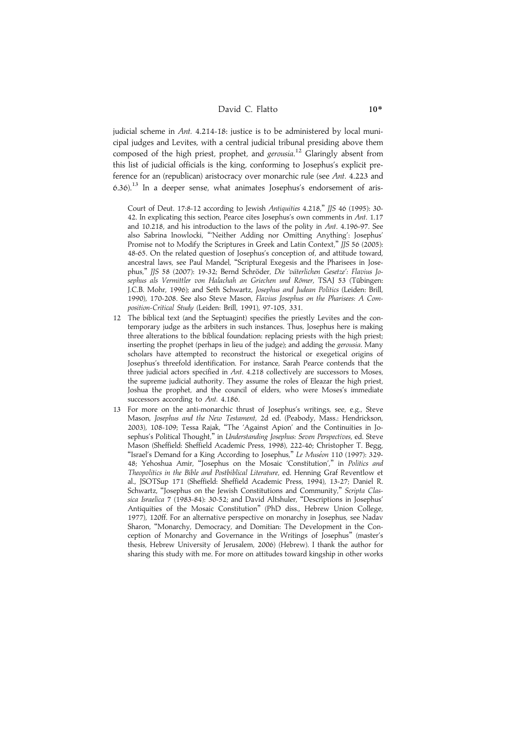judicial scheme in *Ant.* 4.214-18: justice is to be administered by local municipal judges and Levites, with a central judicial tribunal presiding above them composed of the high priest, prophet, and *gerousia*.[12] Glaringly absent from this list of judicial officials is the king, conforming to Josephus's explicit preference for an (republican) aristocracy over monarchic rule (see *Ant.* 4.223 and 6.36).[13] In a deeper sense, what animates Josephus's endorsement of aris-

Court of Deut. 17:8-12 according to Jewish *Antiquities* 4.218," *JJS* 46 (1995): 30-42. In explicating this section, Pearce cites Josephus's own comments in *Ant.* 1.17 and 10.218, and his introduction to the laws of the polity in *Ant.* 4.196-97. See also Sabrina Inowlocki, "'Neither Adding nor Omitting Anything': Josephus' Promise not to Modify the Scriptures in Greek and Latin Context," *JJS* 56 (2005): 48-65. On the related question of Josephus's conception of, and attitude toward, ancestral laws, see Paul Mandel, "Scriptural Exegesis and the Pharisees in Josephus," *JJS* 58 (2007): 19-32; Bernd Schröder, *Die 'väterlichen Gesetze': Flavius Josephus als Vermittler von Halachah an Griechen und Römer*, TSAJ 53 (Tübingen: J.C.B. Mohr, 1996); and Seth Schwartz, *Josephus and Judean Politics* (Leiden: Brill, 1990), 170-208. See also Steve Mason, *Flavius Josephus on the Pharisees: A Composition-Critical Study* (Leiden: Brill, 1991), 97-105, 331.

12 The biblical text (and the Septuagint) specifies the priestly Levites and the contemporary judge as the arbiters in such instances. Thus, Josephus here is making three alterations to the biblical foundation: replacing priests with the high priest; inserting the prophet (perhaps in lieu of the judge); and adding the *gerousia*. Many scholars have attempted to reconstruct the historical or exegetical origins of Josephus's threefold identification. For instance, Sarah Pearce contends that the three judicial actors specified in *Ant.* 4.218 collectively are successors to Moses, the supreme judicial authority. They assume the roles of Eleazar the high priest, Joshua the prophet, and the council of elders, who were Moses's immediate successors according to *Ant.* 4.186.

13 For more on the anti-monarchic thrust of Josephus's writings, see, e.g., Steve Mason, *Josephus and the New Testament*, 2d ed. (Peabody, Mass.: Hendrickson, 2003), 108-109; Tessa Rajak, "The 'Against Apion' and the Continuities in Josephus's Political Thought," in *Understanding Josephus: Seven Perspectives*, ed. Steve Mason (Sheffield: Sheffield Academic Press, 1998), 222-46; Christopher T. Begg, "Israel's Demand for a King According to Josephus," *Le Muséon* 110 (1997): 329-48; Yehoshua Amir, "Josephus on the Mosaic 'Constitution'," in *Politics and Theopolitics in the Bible and Postbiblical Literature*, ed. Henning Graf Reventlow et al., JSOTSup 171 (Sheffield: Sheffield Academic Press, 1994), 13-27; Daniel R. Schwartz, "Josephus on the Jewish Constitutions and Community," *Scripta Classica Israelica* 7 (1983-84): 30-52; and David Altshuler, "Descriptions in Josephus' Antiquities of the Mosaic Constitution" (PhD diss., Hebrew Union College, 1977), 120ff. For an alternative perspective on monarchy in Josephus, see Nadav Sharon, "Monarchy, Democracy, and Domitian: The Development in the Conception of Monarchy and Governance in the Writings of Josephus" (master's thesis, Hebrew University of Jerusalem, 2006) (Hebrew). I thank the author for sharing this study with me. For more on attitudes toward kingship in other works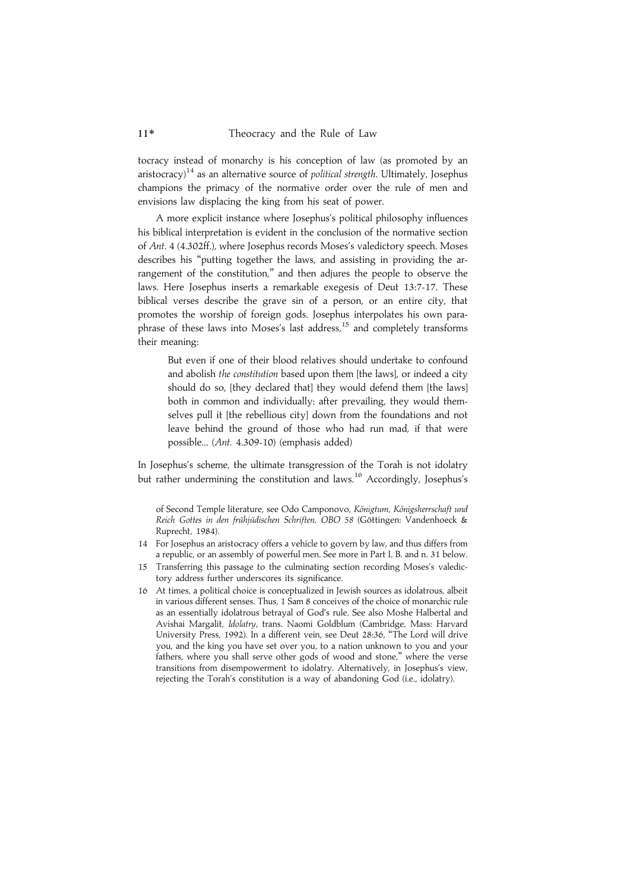tocracy instead of monarchy is his conception of law (as promoted by an aristocracy)[14] as an alternative source of *political strength*. Ultimately, Josephus champions the primacy of the normative order over the rule of men and envisions law displacing the king from his seat of power.

A more explicit instance where Josephus's political philosophy influences his biblical interpretation is evident in the conclusion of the normative section of *Ant*. 4 (4.302ff.), where Josephus records Moses's valedictory speech. Moses describes his "putting together the laws, and assisting in providing the arrangement of the constitution," and then adjures the people to observe the laws. Here Josephus inserts a remarkable exegesis of Deut 13:7-17. These biblical verses describe the grave sin of a person, or an entire city, that promotes the worship of foreign gods. Josephus interpolates his own paraphrase of these laws into Moses's last address,[15] and completely transforms their meaning:

> But even if one of their blood relatives should undertake to confound and abolish *the constitution* based upon them [the laws], or indeed a city should do so, [they declared that] they would defend them [the laws] both in common and individually: after prevailing, they would themselves pull it [the rebellious city] down from the foundations and not leave behind the ground of those who had run mad, if that were possible... (*Ant.* 4.309-10) (emphasis added)

In Josephus's scheme, the ultimate transgression of the Torah is not idolatry but rather undermining the constitution and laws.[16] Accordingly, Josephus's

of Second Temple literature, see Odo Camponovo, *Königtum, Königsherrschaft und Reich Gottes in den frühjüdischen Schriften, OBO 58* (Göttingen: Vandenhoeck & Ruprecht, 1984).

14 For Josephus an aristocracy offers a vehicle to govern by law, and thus differs from a republic, or an assembly of powerful men. See more in Part I. B. and n. 31 below.

15 Transferring this passage to the culminating section recording Moses's valedictory address further underscores its significance.

16 At times, a political choice is conceptualized in Jewish sources as idolatrous, albeit in various different senses. Thus, 1 Sam 8 conceives of the choice of monarchic rule as an essentially idolatrous betrayal of God's rule. See also Moshe Halbertal and Avishai Margalit, *Idolatry*, trans. Naomi Goldblum (Cambridge, Mass: Harvard University Press, 1992). In a different vein, see Deut 28:36, "The Lord will drive you, and the king you have set over you, to a nation unknown to you and your fathers, where you shall serve other gods of wood and stone," where the verse transitions from disempowerment to idolatry. Alternatively, in Josephus's view, rejecting the Torah's constitution is a way of abandoning God (i.e., idolatry).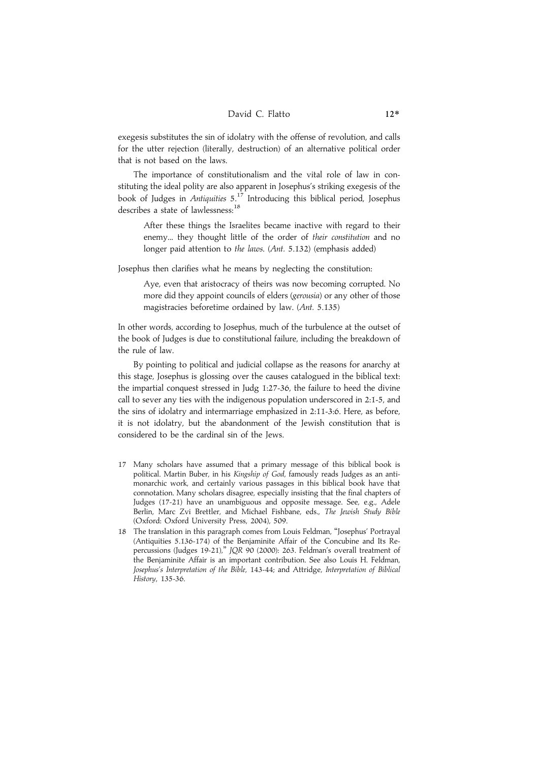exegesis substitutes the sin of idolatry with the offense of revolution, and calls for the utter rejection (literally, destruction) of an alternative political order that is not based on the laws.

The importance of constitutionalism and the vital role of law in constituting the ideal polity are also apparent in Josephus's striking exegesis of the book of Judges in *Antiquities* 5.[17] Introducing this biblical period, Josephus describes a state of lawlessness:[18]

> After these things the Israelites became inactive with regard to their enemy... they thought little of the order of *their constitution* and no longer paid attention to *the laws*. (*Ant.* 5.132) (emphasis added)

Josephus then clarifies what he means by neglecting the constitution:

> Aye, even that aristocracy of theirs was now becoming corrupted. No more did they appoint councils of elders (*gerousia*) or any other of those magistracies beforetime ordained by law. (*Ant.* 5.135)

In other words, according to Josephus, much of the turbulence at the outset of the book of Judges is due to constitutional failure, including the breakdown of the rule of law.

By pointing to political and judicial collapse as the reasons for anarchy at this stage, Josephus is glossing over the causes catalogued in the biblical text: the impartial conquest stressed in Judg 1:27-36, the failure to heed the divine call to sever any ties with the indigenous population underscored in 2:1-5, and the sins of idolatry and intermarriage emphasized in 2:11-3:6. Here, as before, it is not idolatry, but the abandonment of the Jewish constitution that is considered to be the cardinal sin of the Jews.

17 Many scholars have assumed that a primary message of this biblical book is political. Martin Buber, in his *Kingship of God*, famously reads Judges as an anti-monarchic work, and certainly various passages in this biblical book have that connotation. Many scholars disagree, especially insisting that the final chapters of Judges (17-21) have an unambiguous and opposite message. See, e.g., Adele Berlin, Marc Zvi Brettler, and Michael Fishbane, eds., *The Jewish Study Bible* (Oxford: Oxford University Press, 2004), 509.

18 The translation in this paragraph comes from Louis Feldman, "Josephus' Portrayal (Antiquities 5.136-174) of the Benjaminite Affair of the Concubine and Its Repercussions (Judges 19-21)," *JQR* 90 (2000): 263. Feldman's overall treatment of the Benjaminite Affair is an important contribution. See also Louis H. Feldman, *Josephus's Interpretation of the Bible*, 143-44; and Attridge, *Interpretation of Biblical History*, 135-36.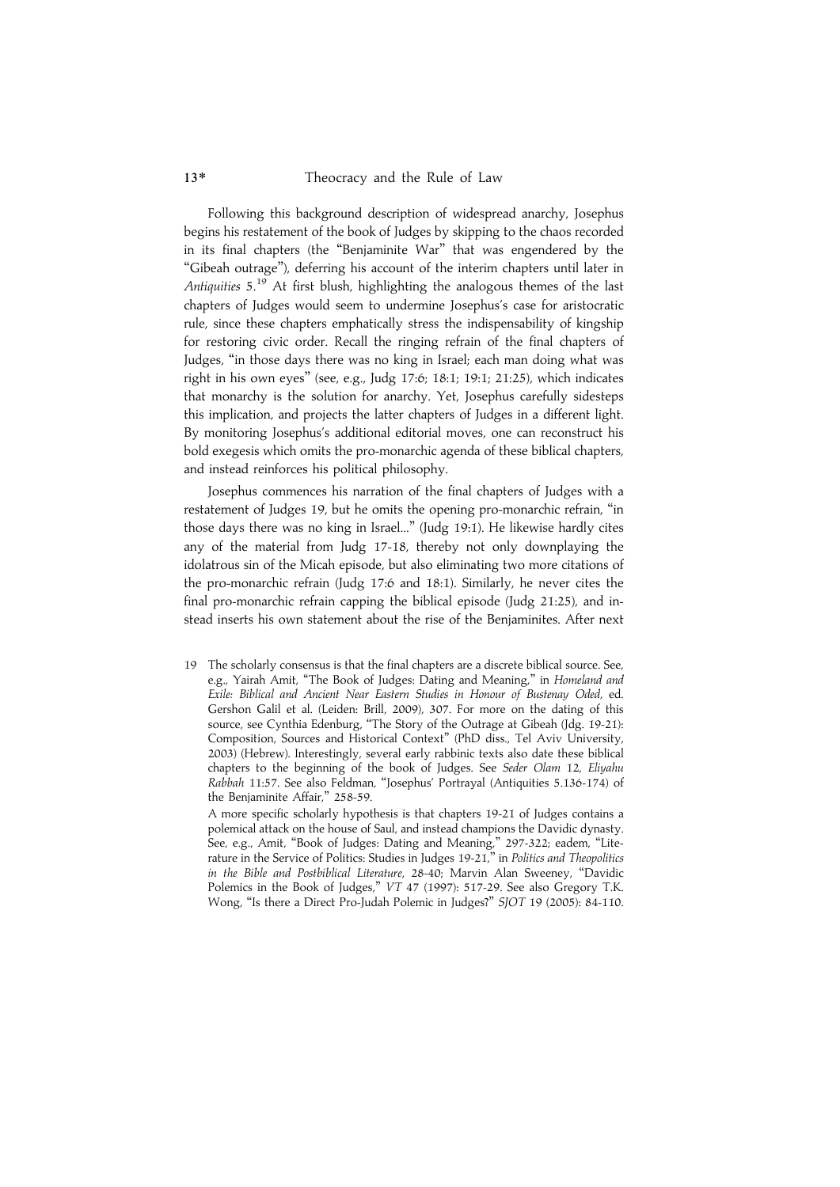Following this background description of widespread anarchy, Josephus begins his restatement of the book of Judges by skipping to the chaos recorded in its final chapters (the "Benjaminite War" that was engendered by the "Gibeah outrage"), deferring his account of the interim chapters until later in *Antiquities* 5.[19] At first blush, highlighting the analogous themes of the last chapters of Judges would seem to undermine Josephus's case for aristocratic rule, since these chapters emphatically stress the indispensability of kingship for restoring civic order. Recall the ringing refrain of the final chapters of Judges, "in those days there was no king in Israel; each man doing what was right in his own eyes" (see, e.g., Judg 17:6; 18:1; 19:1; 21:25), which indicates that monarchy is the solution for anarchy. Yet, Josephus carefully sidesteps this implication, and projects the latter chapters of Judges in a different light. By monitoring Josephus's additional editorial moves, one can reconstruct his bold exegesis which omits the pro-monarchic agenda of these biblical chapters, and instead reinforces his political philosophy.

Josephus commences his narration of the final chapters of Judges with a restatement of Judges 19, but he omits the opening pro-monarchic refrain, "in those days there was no king in Israel..." (Judg 19:1). He likewise hardly cites any of the material from Judg 17-18, thereby not only downplaying the idolatrous sin of the Micah episode, but also eliminating two more citations of the pro-monarchic refrain (Judg 17:6 and 18:1). Similarly, he never cites the final pro-monarchic refrain capping the biblical episode (Judg 21:25), and instead inserts his own statement about the rise of the Benjaminites. After next

19 The scholarly consensus is that the final chapters are a discrete biblical source. See, e.g., Yairah Amit, "The Book of Judges: Dating and Meaning," in *Homeland and Exile: Biblical and Ancient Near Eastern Studies in Honour of Bustenay Oded*, ed. Gershon Galil et al. (Leiden: Brill, 2009), 307. For more on the dating of this source, see Cynthia Edenburg, "The Story of the Outrage at Gibeah (Jdg. 19-21): Composition, Sources and Historical Context" (PhD diss., Tel Aviv University, 2003) (Hebrew). Interestingly, several early rabbinic texts also date these biblical chapters to the beginning of the book of Judges. See *Seder Olam* 12, *Eliyahu Rabbah* 11:57. See also Feldman, "Josephus' Portrayal (Antiquities 5.136-174) of the Benjaminite Affair," 258-59.

A more specific scholarly hypothesis is that chapters 19-21 of Judges contains a polemical attack on the house of Saul, and instead champions the Davidic dynasty. See, e.g., Amit, "Book of Judges: Dating and Meaning," 297-322; eadem, "Literature in the Service of Politics: Studies in Judges 19-21," in *Politics and Theopolitics in the Bible and Postbiblical Literature*, 28-40; Marvin Alan Sweeney, "Davidic Polemics in the Book of Judges," *VT* 47 (1997): 517-29. See also Gregory T.K. Wong, "Is there a Direct Pro-Judah Polemic in Judges?" *SJOT* 19 (2005): 84-110.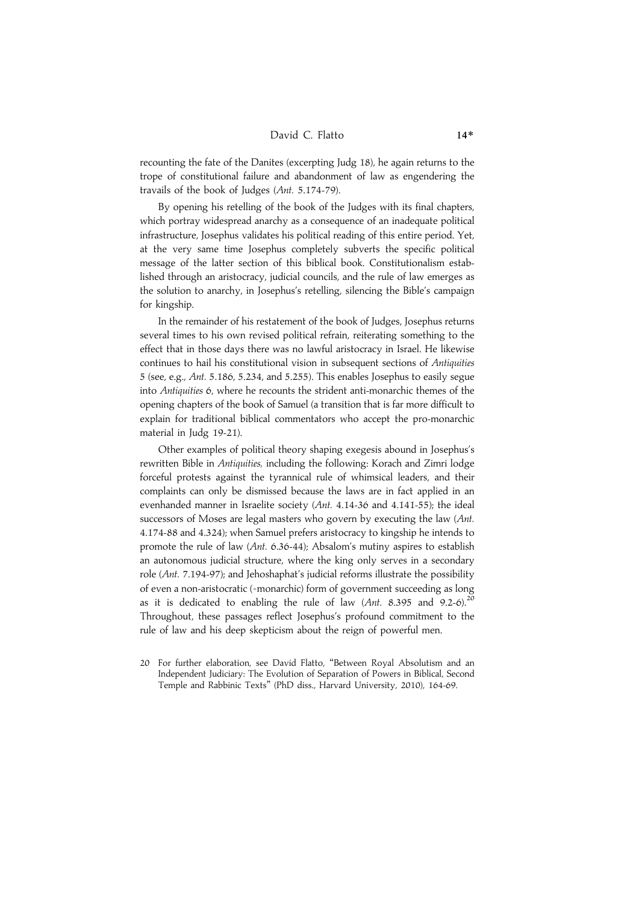recounting the fate of the Danites (excerpting Judg 18), he again returns to the trope of constitutional failure and abandonment of law as engendering the travails of the book of Judges (*Ant.* 5.174-79).

By opening his retelling of the book of the Judges with its final chapters, which portray widespread anarchy as a consequence of an inadequate political infrastructure, Josephus validates his political reading of this entire period. Yet, at the very same time Josephus completely subverts the specific political message of the latter section of this biblical book. Constitutionalism established through an aristocracy, judicial councils, and the rule of law emerges as the solution to anarchy, in Josephus's retelling, silencing the Bible's campaign for kingship.

In the remainder of his restatement of the book of Judges, Josephus returns several times to his own revised political refrain, reiterating something to the effect that in those days there was no lawful aristocracy in Israel. He likewise continues to hail his constitutional vision in subsequent sections of *Antiquities* 5 (see, e.g., *Ant.* 5.186, 5.234, and 5.255). This enables Josephus to easily segue into *Antiquities* 6, where he recounts the strident anti-monarchic themes of the opening chapters of the book of Samuel (a transition that is far more difficult to explain for traditional biblical commentators who accept the pro-monarchic material in Judg 19-21).

Other examples of political theory shaping exegesis abound in Josephus's rewritten Bible in *Antiquities*, including the following: Korach and Zimri lodge forceful protests against the tyrannical rule of whimsical leaders, and their complaints can only be dismissed because the laws are in fact applied in an evenhanded manner in Israelite society (*Ant.* 4.14-36 and 4.141-55); the ideal successors of Moses are legal masters who govern by executing the law (*Ant.* 4.174-88 and 4.324); when Samuel prefers aristocracy to kingship he intends to promote the rule of law (*Ant.* 6.36-44); Absalom's mutiny aspires to establish an autonomous judicial structure, where the king only serves in a secondary role (*Ant.* 7.194-97); and Jehoshaphat's judicial reforms illustrate the possibility of even a non-aristocratic (=monarchic) form of government succeeding as long as it is dedicated to enabling the rule of law (*Ant.* 8.395 and 9.2-6).[20] Throughout, these passages reflect Josephus's profound commitment to the rule of law and his deep skepticism about the reign of powerful men.

20 For further elaboration, see David Flatto, "Between Royal Absolutism and an Independent Judiciary: The Evolution of Separation of Powers in Biblical, Second Temple and Rabbinic Texts" (PhD diss., Harvard University, 2010), 164-69.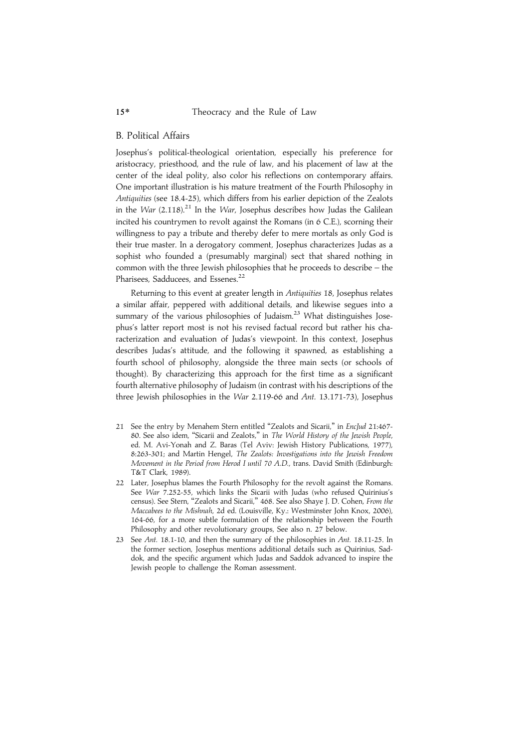## B. Political Affairs

Josephus's political-theological orientation, especially his preference for aristocracy, priesthood, and the rule of law, and his placement of law at the center of the ideal polity, also color his reflections on contemporary affairs. One important illustration is his mature treatment of the Fourth Philosophy in *Antiquities* (see 18.4-25), which differs from his earlier depiction of the Zealots in the *War* (2.118).[21] In the *War*, Josephus describes how Judas the Galilean incited his countrymen to revolt against the Romans (in 6 C.E.), scorning their willingness to pay a tribute and thereby defer to mere mortals as only God is their true master. In a derogatory comment, Josephus characterizes Judas as a sophist who founded a (presumably marginal) sect that shared nothing in common with the three Jewish philosophies that he proceeds to describe – the Pharisees, Sadducees, and Essenes.[22]

Returning to this event at greater length in *Antiquities* 18, Josephus relates a similar affair, peppered with additional details, and likewise segues into a summary of the various philosophies of Judaism.[23] What distinguishes Josephus's latter report most is not his revised factual record but rather his characterization and evaluation of Judas's viewpoint. In this context, Josephus describes Judas's attitude, and the following it spawned, as establishing a fourth school of philosophy, alongside the three main sects (or schools of thought). By characterizing this approach for the first time as a significant fourth alternative philosophy of Judaism (in contrast with his descriptions of the three Jewish philosophies in the *War* 2.119-66 and *Ant.* 13.171-73), Josephus

21 See the entry by Menahem Stern entitled "Zealots and Sicarii," in *EncJud* 21:467-80. See also idem, "Sicarii and Zealots," in *The World History of the Jewish People*, ed. M. Avi-Yonah and Z. Baras (Tel Aviv: Jewish History Publications, 1977), 8:263-301; and Martin Hengel, *The Zealots: Investigations into the Jewish Freedom Movement in the Period from Herod I until 70 A.D.*, trans. David Smith (Edinburgh: T&T Clark, 1989).

22 Later, Josephus blames the Fourth Philosophy for the revolt against the Romans. See *War* 7.252-55, which links the Sicarii with Judas (who refused Quirinius's census). See Stern, "Zealots and Sicarii," 468. See also Shaye J. D. Cohen, *From the Maccabees to the Mishnah*, 2d ed. (Louisville, Ky.: Westminster John Knox, 2006), 164-66, for a more subtle formulation of the relationship between the Fourth Philosophy and other revolutionary groups, See also n. 27 below.

23 See *Ant.* 18.1-10, and then the summary of the philosophies in *Ant.* 18.11-25. In the former section, Josephus mentions additional details such as Quirinius, Saddok, and the specific argument which Judas and Saddok advanced to inspire the Jewish people to challenge the Roman assessment.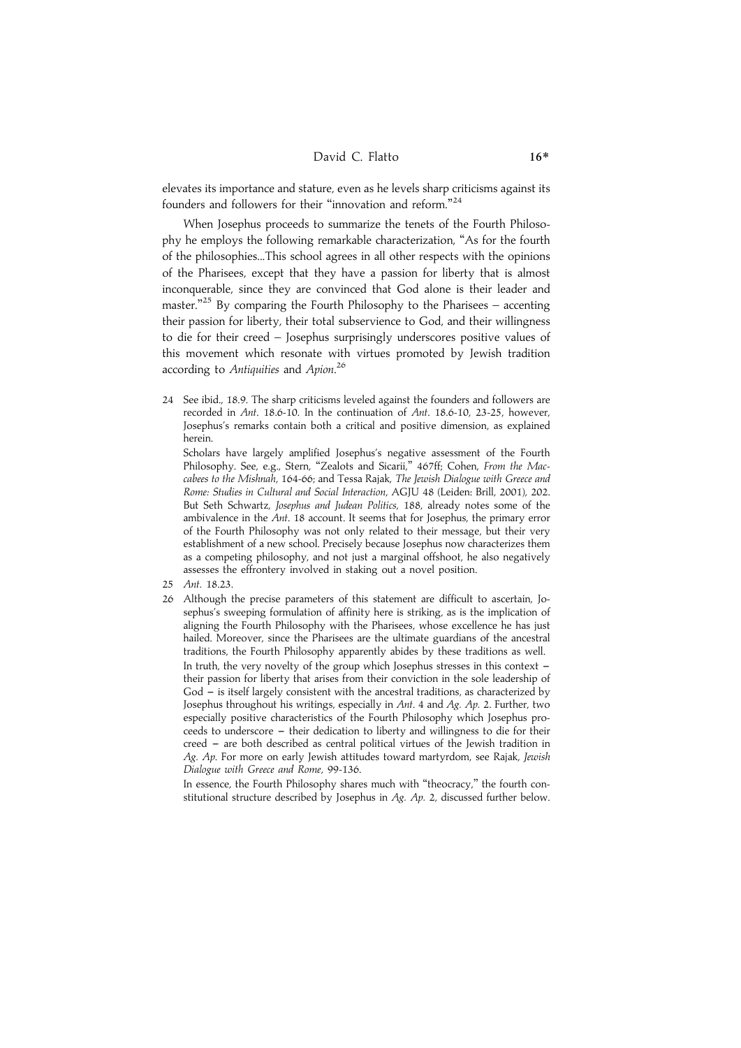elevates its importance and stature, even as he levels sharp criticisms against its founders and followers for their "innovation and reform."[24]

When Josephus proceeds to summarize the tenets of the Fourth Philosophy he employs the following remarkable characterization, "As for the fourth of the philosophies...This school agrees in all other respects with the opinions of the Pharisees, except that they have a passion for liberty that is almost inconquerable, since they are convinced that God alone is their leader and master."[25] By comparing the Fourth Philosophy to the Pharisees – accenting their passion for liberty, their total subservience to God, and their willingness to die for their creed – Josephus surprisingly underscores positive values of this movement which resonate with virtues promoted by Jewish tradition according to *Antiquities* and *Apion*.[26]

24 See ibid., 18.9. The sharp criticisms leveled against the founders and followers are recorded in *Ant*. 18.6-10. In the continuation of *Ant*. 18.6-10, 23-25, however, Josephus's remarks contain both a critical and positive dimension, as explained herein.

Scholars have largely amplified Josephus's negative assessment of the Fourth Philosophy. See, e.g., Stern, "Zealots and Sicarii," 467ff; Cohen, *From the Maccabees to the Mishnah*, 164-66; and Tessa Rajak, *The Jewish Dialogue with Greece and Rome: Studies in Cultural and Social Interaction*, AGJU 48 (Leiden: Brill, 2001), 202. But Seth Schwartz, *Josephus and Judean Politics*, 188, already notes some of the ambivalence in the *Ant*. 18 account. It seems that for Josephus, the primary error of the Fourth Philosophy was not only related to their message, but their very establishment of a new school. Precisely because Josephus now characterizes them as a competing philosophy, and not just a marginal offshoot, he also negatively assesses the effrontery involved in staking out a novel position.

25 *Ant.* 18.23.

26 Although the precise parameters of this statement are difficult to ascertain, Josephus's sweeping formulation of affinity here is striking, as is the implication of aligning the Fourth Philosophy with the Pharisees, whose excellence he has just hailed. Moreover, since the Pharisees are the ultimate guardians of the ancestral traditions, the Fourth Philosophy apparently abides by these traditions as well.

In truth, the very novelty of the group which Josephus stresses in this context – their passion for liberty that arises from their conviction in the sole leadership of God – is itself largely consistent with the ancestral traditions, as characterized by Josephus throughout his writings, especially in *Ant*. 4 and *Ag. Ap.* 2. Further, two especially positive characteristics of the Fourth Philosophy which Josephus proceeds to underscore – their dedication to liberty and willingness to die for their creed – are both described as central political virtues of the Jewish tradition in *Ag. Ap.* For more on early Jewish attitudes toward martyrdom, see Rajak, *Jewish Dialogue with Greece and Rome*, 99-136.

In essence, the Fourth Philosophy shares much with "theocracy," the fourth constitutional structure described by Josephus in *Ag. Ap.* 2, discussed further below.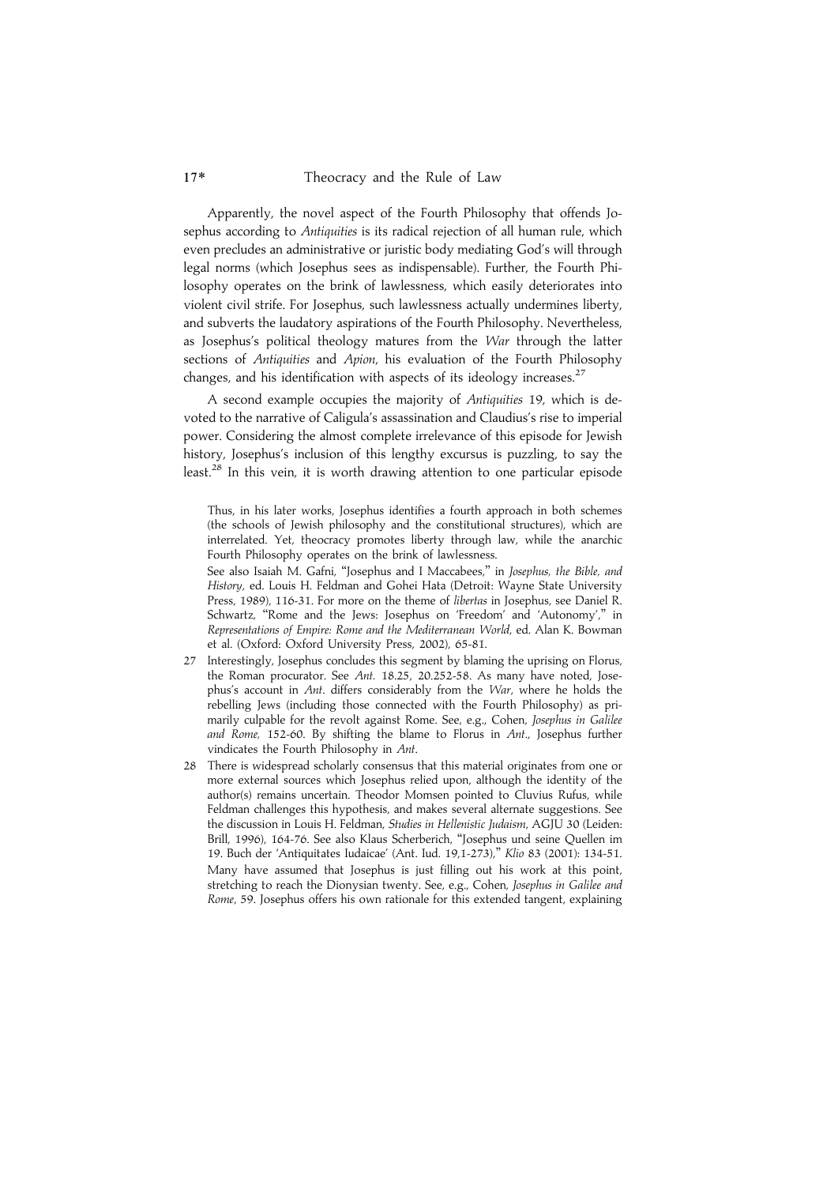Apparently, the novel aspect of the Fourth Philosophy that offends Josephus according to *Antiquities* is its radical rejection of all human rule, which even precludes an administrative or juristic body mediating God's will through legal norms (which Josephus sees as indispensable). Further, the Fourth Philosophy operates on the brink of lawlessness, which easily deteriorates into violent civil strife. For Josephus, such lawlessness actually undermines liberty, and subverts the laudatory aspirations of the Fourth Philosophy. Nevertheless, as Josephus's political theology matures from the *War* through the latter sections of *Antiquities* and *Apion*, his evaluation of the Fourth Philosophy changes, and his identification with aspects of its ideology increases.[27]

A second example occupies the majority of *Antiquities* 19, which is devoted to the narrative of Caligula's assassination and Claudius's rise to imperial power. Considering the almost complete irrelevance of this episode for Jewish history, Josephus's inclusion of this lengthy excursus is puzzling, to say the least.[28] In this vein, it is worth drawing attention to one particular episode

Thus, in his later works, Josephus identifies a fourth approach in both schemes (the schools of Jewish philosophy and the constitutional structures), which are interrelated. Yet, theocracy promotes liberty through law, while the anarchic Fourth Philosophy operates on the brink of lawlessness.

See also Isaiah M. Gafni, "Josephus and I Maccabees," in *Josephus, the Bible, and History*, ed. Louis H. Feldman and Gohei Hata (Detroit: Wayne State University Press, 1989), 116-31. For more on the theme of *libertas* in Josephus, see Daniel R. Schwartz, "Rome and the Jews: Josephus on 'Freedom' and 'Autonomy'," in *Representations of Empire: Rome and the Mediterranean World*, ed. Alan K. Bowman et al. (Oxford: Oxford University Press, 2002), 65-81.

27 Interestingly, Josephus concludes this segment by blaming the uprising on Florus, the Roman procurator. See *Ant.* 18.25, 20.252-58. As many have noted, Josephus's account in *Ant*. differs considerably from the *War*, where he holds the rebelling Jews (including those connected with the Fourth Philosophy) as primarily culpable for the revolt against Rome. See, e.g., Cohen, *Josephus in Galilee and Rome,* 152-60. By shifting the blame to Florus in *Ant*., Josephus further vindicates the Fourth Philosophy in *Ant*.

28 There is widespread scholarly consensus that this material originates from one or more external sources which Josephus relied upon, although the identity of the author(s) remains uncertain. Theodor Momsen pointed to Cluvius Rufus, while Feldman challenges this hypothesis, and makes several alternate suggestions. See the discussion in Louis H. Feldman, *Studies in Hellenistic Judaism*, AGJU 30 (Leiden: Brill, 1996), 164-76. See also Klaus Scherberich, "Josephus und seine Quellen im 19. Buch der 'Antiquitates Iudaicae' (Ant. Iud. 19,1-273)," *Klio* 83 (2001): 134-51. Many have assumed that Josephus is just filling out his work at this point, stretching to reach the Dionysian twenty. See, e.g., Cohen, *Josephus in Galilee and Rome*, 59. Josephus offers his own rationale for this extended tangent, explaining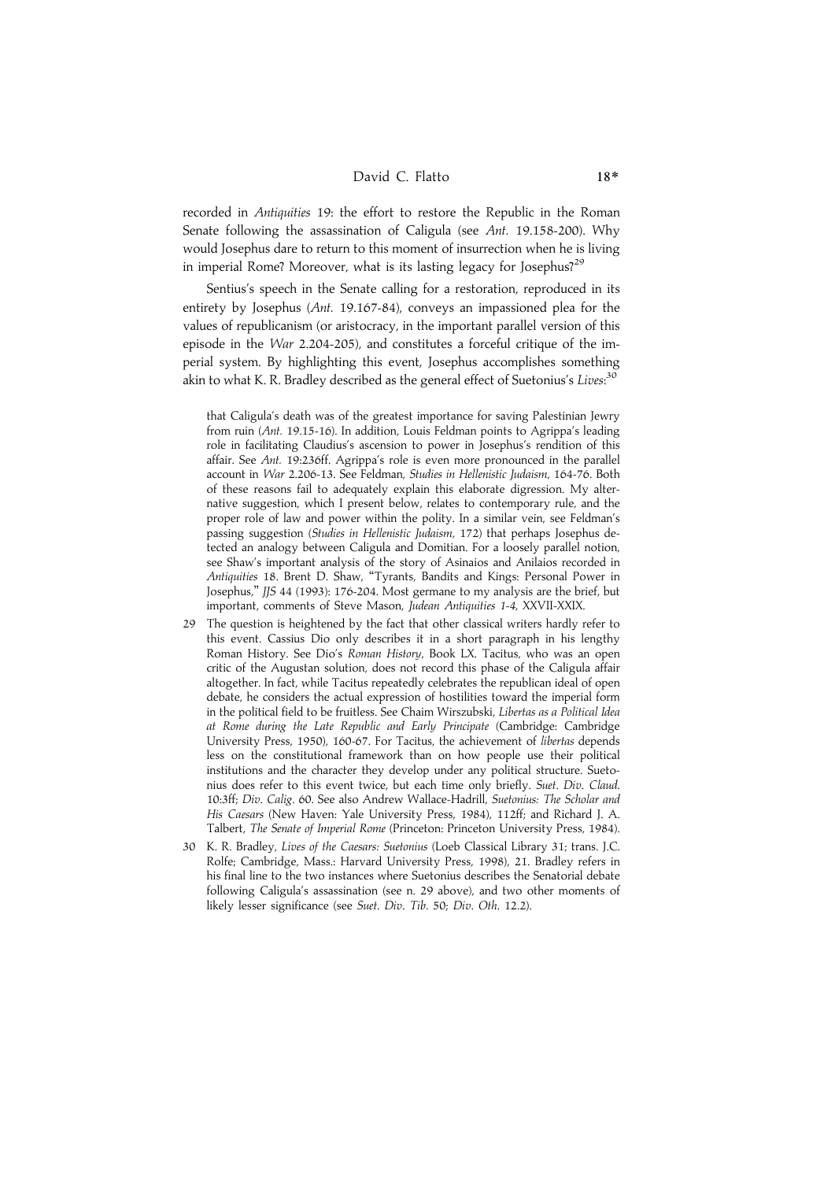recorded in *Antiquities* 19: the effort to restore the Republic in the Roman Senate following the assassination of Caligula (see *Ant.* 19.158-200). Why would Josephus dare to return to this moment of insurrection when he is living in imperial Rome? Moreover, what is its lasting legacy for Josephus?[29]

Sentius's speech in the Senate calling for a restoration, reproduced in its entirety by Josephus (*Ant.* 19.167-84), conveys an impassioned plea for the values of republicanism (or aristocracy, in the important parallel version of this episode in the *War* 2.204-205), and constitutes a forceful critique of the imperial system. By highlighting this event, Josephus accomplishes something akin to what K. R. Bradley described as the general effect of Suetonius's *Lives*:[30]

that Caligula's death was of the greatest importance for saving Palestinian Jewry from ruin (*Ant.* 19.15-16). In addition, Louis Feldman points to Agrippa's leading role in facilitating Claudius's ascension to power in Josephus's rendition of this affair. See *Ant.* 19:236ff. Agrippa's role is even more pronounced in the parallel account in *War* 2.206-13. See Feldman, *Studies in Hellenistic Judaism*, 164-76. Both of these reasons fail to adequately explain this elaborate digression. My alternative suggestion, which I present below, relates to contemporary rule, and the proper role of law and power within the polity. In a similar vein, see Feldman's passing suggestion (*Studies in Hellenistic Judaism*, 172) that perhaps Josephus detected an analogy between Caligula and Domitian. For a loosely parallel notion, see Shaw's important analysis of the story of Asinaios and Anilaios recorded in *Antiquities* 18. Brent D. Shaw, "Tyrants, Bandits and Kings: Personal Power in Josephus," *JJS* 44 (1993): 176-204. Most germane to my analysis are the brief, but important, comments of Steve Mason, *Judean Antiquities 1-4*, XXVII-XXIX.

29 The question is heightened by the fact that other classical writers hardly refer to this event. Cassius Dio only describes it in a short paragraph in his lengthy Roman History. See Dio's *Roman History*, Book LX. Tacitus, who was an open critic of the Augustan solution, does not record this phase of the Caligula affair altogether. In fact, while Tacitus repeatedly celebrates the republican ideal of open debate, he considers the actual expression of hostilities toward the imperial form in the political field to be fruitless. See Chaim Wirszubski, *Libertas as a Political Idea at Rome during the Late Republic and Early Principate* (Cambridge: Cambridge University Press, 1950), 160-67. For Tacitus, the achievement of *libertas* depends less on the constitutional framework than on how people use their political institutions and the character they develop under any political structure. Suetonius does refer to this event twice, but each time only briefly. *Suet. Div. Claud.* 10:3ff; *Div. Calig.* 60. See also Andrew Wallace-Hadrill, *Suetonius: The Scholar and His Caesars* (New Haven: Yale University Press, 1984), 112ff; and Richard J. A. Talbert, *The Senate of Imperial Rome* (Princeton: Princeton University Press, 1984).

30 K. R. Bradley, *Lives of the Caesars: Suetonius* (Loeb Classical Library 31; trans. J.C. Rolfe; Cambridge, Mass.: Harvard University Press, 1998), 21. Bradley refers in his final line to the two instances where Suetonius describes the Senatorial debate following Caligula's assassination (see n. 29 above), and two other moments of likely lesser significance (see *Suet. Div. Tib.* 50; *Div. Oth.* 12.2).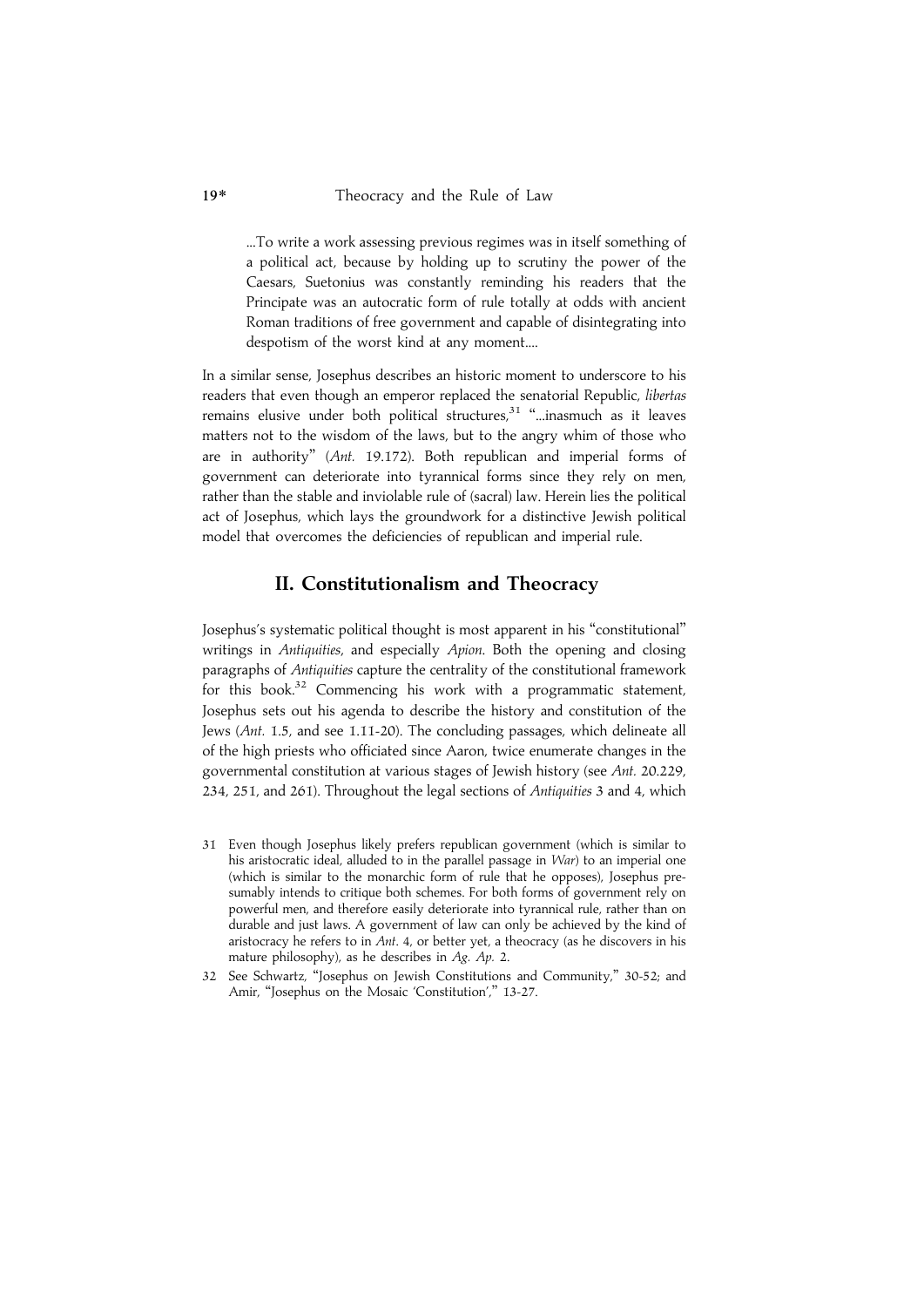> ...To write a work assessing previous regimes was in itself something of a political act, because by holding up to scrutiny the power of the Caesars, Suetonius was constantly reminding his readers that the Principate was an autocratic form of rule totally at odds with ancient Roman traditions of free government and capable of disintegrating into despotism of the worst kind at any moment....

In a similar sense, Josephus describes an historic moment to underscore to his readers that even though an emperor replaced the senatorial Republic, *libertas* remains elusive under both political structures,[31] "...inasmuch as it leaves matters not to the wisdom of the laws, but to the angry whim of those who are in authority" (*Ant.* 19.172). Both republican and imperial forms of government can deteriorate into tyrannical forms since they rely on men, rather than the stable and inviolable rule of (sacral) law. Herein lies the political act of Josephus, which lays the groundwork for a distinctive Jewish political model that overcomes the deficiencies of republican and imperial rule.

## II. Constitutionalism and Theocracy

Josephus's systematic political thought is most apparent in his "constitutional" writings in *Antiquities*, and especially *Apion*. Both the opening and closing paragraphs of *Antiquities* capture the centrality of the constitutional framework for this book.[32] Commencing his work with a programmatic statement, Josephus sets out his agenda to describe the history and constitution of the Jews (*Ant.* 1.5, and see 1.11-20). The concluding passages, which delineate all of the high priests who officiated since Aaron, twice enumerate changes in the governmental constitution at various stages of Jewish history (see *Ant.* 20.229, 234, 251, and 261). Throughout the legal sections of *Antiquities* 3 and 4, which

31 Even though Josephus likely prefers republican government (which is similar to his aristocratic ideal, alluded to in the parallel passage in *War*) to an imperial one (which is similar to the monarchic form of rule that he opposes), Josephus presumably intends to critique both schemes. For both forms of government rely on powerful men, and therefore easily deteriorate into tyrannical rule, rather than on durable and just laws. A government of law can only be achieved by the kind of aristocracy he refers to in *Ant*. 4, or better yet, a theocracy (as he discovers in his mature philosophy), as he describes in *Ag. Ap.* 2.

32 See Schwartz, "Josephus on Jewish Constitutions and Community," 30-52; and Amir, "Josephus on the Mosaic 'Constitution'," 13-27.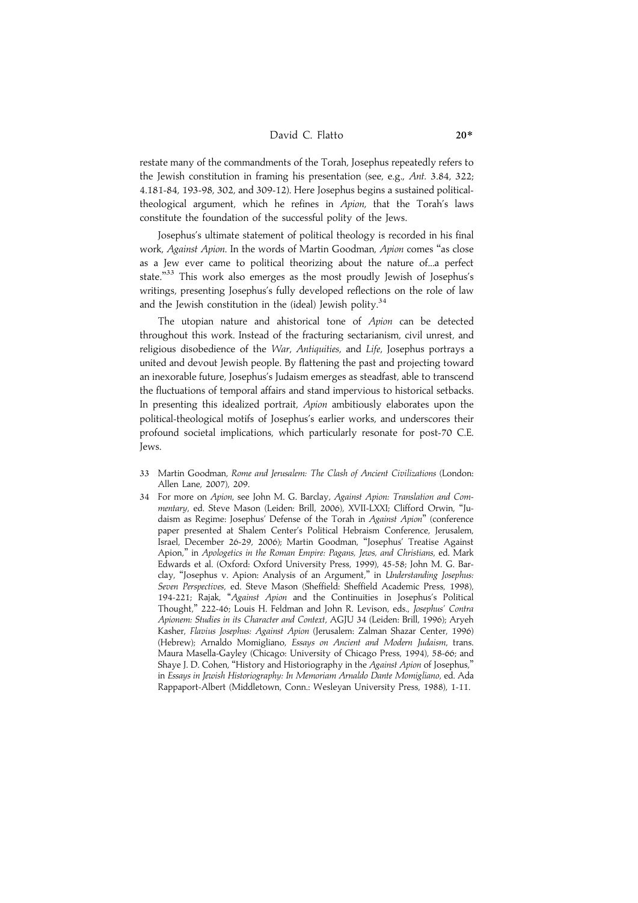restate many of the commandments of the Torah, Josephus repeatedly refers to the Jewish constitution in framing his presentation (see, e.g., *Ant.* 3.84, 322; 4.181-84, 193-98, 302, and 309-12). Here Josephus begins a sustained political-theological argument, which he refines in *Apion*, that the Torah's laws constitute the foundation of the successful polity of the Jews.

Josephus's ultimate statement of political theology is recorded in his final work, *Against Apion*. In the words of Martin Goodman, *Apion* comes "as close as a Jew ever came to political theorizing about the nature of...a perfect state."[33] This work also emerges as the most proudly Jewish of Josephus's writings, presenting Josephus's fully developed reflections on the role of law and the Jewish constitution in the (ideal) Jewish polity.[34]

The utopian nature and ahistorical tone of *Apion* can be detected throughout this work. Instead of the fracturing sectarianism, civil unrest, and religious disobedience of the *War*, *Antiquities*, and *Life*, Josephus portrays a united and devout Jewish people. By flattening the past and projecting toward an inexorable future, Josephus's Judaism emerges as steadfast, able to transcend the fluctuations of temporal affairs and stand impervious to historical setbacks. In presenting this idealized portrait, *Apion* ambitiously elaborates upon the political-theological motifs of Josephus's earlier works, and underscores their profound societal implications, which particularly resonate for post-70 C.E. Jews.

33 Martin Goodman, *Rome and Jerusalem: The Clash of Ancient Civilizations* (London: Allen Lane, 2007), 209.

34 For more on *Apion*, see John M. G. Barclay, *Against Apion: Translation and Commentary*, ed. Steve Mason (Leiden: Brill, 2006), XVII-LXXI; Clifford Orwin, "Judaism as Regime: Josephus' Defense of the Torah in *Against Apion*" (conference paper presented at Shalem Center's Political Hebraism Conference, Jerusalem, Israel, December 26-29, 2006); Martin Goodman, "Josephus' Treatise Against Apion," in *Apologetics in the Roman Empire: Pagans, Jews, and Christians*, ed. Mark Edwards et al. (Oxford: Oxford University Press, 1999), 45-58; John M. G. Barclay, "Josephus v. Apion: Analysis of an Argument," in *Understanding Josephus: Seven Perspectives*, ed. Steve Mason (Sheffield: Sheffield Academic Press, 1998), 194-221; Rajak, "*Against Apion* and the Continuities in Josephus's Political Thought," 222-46; Louis H. Feldman and John R. Levison, eds., *Josephus' Contra Apionem: Studies in its Character and Context*, AGJU 34 (Leiden: Brill, 1996); Aryeh Kasher, *Flavius Josephus: Against Apion* (Jerusalem: Zalman Shazar Center, 1996) (Hebrew); Arnaldo Momigliano, *Essays on Ancient and Modern Judaism*, trans. Maura Masella-Gayley (Chicago: University of Chicago Press, 1994), 58-66; and Shaye J. D. Cohen, "History and Historiography in the *Against Apion* of Josephus," in *Essays in Jewish Historiography: In Memoriam Arnaldo Dante Momigliano*, ed. Ada Rappaport-Albert (Middletown, Conn.: Wesleyan University Press, 1988), 1-11.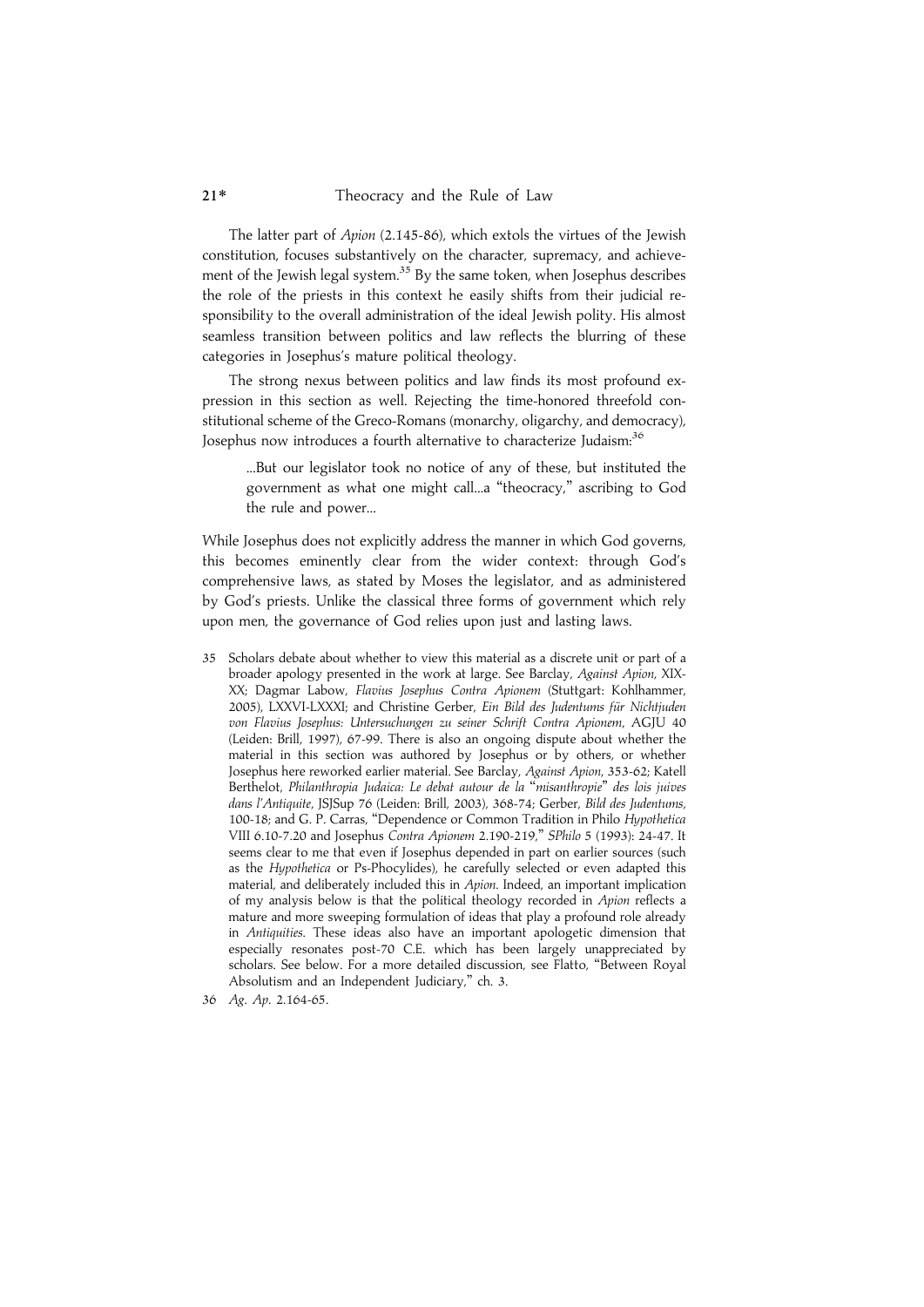The latter part of *Apion* (2.145-86), which extols the virtues of the Jewish constitution, focuses substantively on the character, supremacy, and achievement of the Jewish legal system.[35] By the same token, when Josephus describes the role of the priests in this context he easily shifts from their judicial responsibility to the overall administration of the ideal Jewish polity. His almost seamless transition between politics and law reflects the blurring of these categories in Josephus's mature political theology.

The strong nexus between politics and law finds its most profound expression in this section as well. Rejecting the time-honored threefold constitutional scheme of the Greco-Romans (monarchy, oligarchy, and democracy), Josephus now introduces a fourth alternative to characterize Judaism:[36]

> ...But our legislator took no notice of any of these, but instituted the government as what one might call...a "theocracy," ascribing to God the rule and power...

While Josephus does not explicitly address the manner in which God governs, this becomes eminently clear from the wider context: through God's comprehensive laws, as stated by Moses the legislator, and as administered by God's priests. Unlike the classical three forms of government which rely upon men, the governance of God relies upon just and lasting laws.

35 Scholars debate about whether to view this material as a discrete unit or part of a broader apology presented in the work at large. See Barclay, *Against Apion*, XIX-XX; Dagmar Labow, *Flavius Josephus Contra Apionem* (Stuttgart: Kohlhammer, 2005), LXXVI-LXXXI; and Christine Gerber, *Ein Bild des Judentums für Nichtjuden von Flavius Josephus: Untersuchungen zu seiner Schrift Contra Apionem*, AGJU 40 (Leiden: Brill, 1997), 67-99. There is also an ongoing dispute about whether the material in this section was authored by Josephus or by others, or whether Josephus here reworked earlier material. See Barclay, *Against Apion*, 353-62; Katell Berthelot, *Philanthropia Judaica: Le debat autour de la "misanthropie" des lois juives dans l'Antiquite*, JSJSup 76 (Leiden: Brill, 2003), 368-74; Gerber, *Bild des Judentums*, 100-18; and G. P. Carras, "Dependence or Common Tradition in Philo *Hypothetica* VIII 6.10-7.20 and Josephus *Contra Apionem* 2.190-219," *SPhilo* 5 (1993): 24-47. It seems clear to me that even if Josephus depended in part on earlier sources (such as the *Hypothetica* or Ps-Phocylides), he carefully selected or even adapted this material, and deliberately included this in *Apion*. Indeed, an important implication of my analysis below is that the political theology recorded in *Apion* reflects a mature and more sweeping formulation of ideas that play a profound role already in *Antiquities*. These ideas also have an important apologetic dimension that especially resonates post-70 C.E. which has been largely unappreciated by scholars. See below. For a more detailed discussion, see Flatto, "Between Royal Absolutism and an Independent Judiciary," ch. 3.

36 *Ag. Ap.* 2.164-65.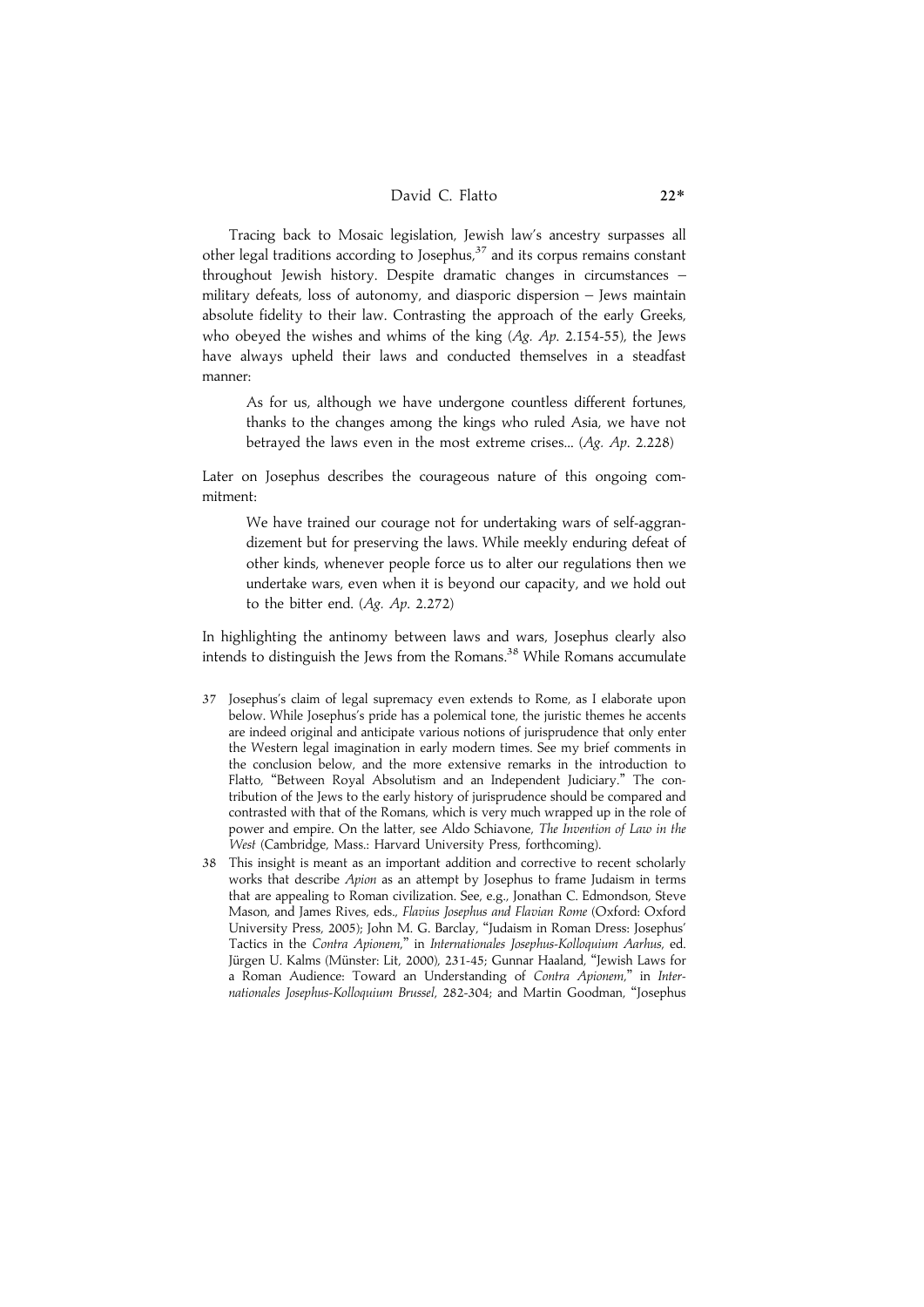Tracing back to Mosaic legislation, Jewish law's ancestry surpasses all other legal traditions according to Josephus,[37] and its corpus remains constant throughout Jewish history. Despite dramatic changes in circumstances – military defeats, loss of autonomy, and diasporic dispersion – Jews maintain absolute fidelity to their law. Contrasting the approach of the early Greeks, who obeyed the wishes and whims of the king (*Ag. Ap.* 2.154-55), the Jews have always upheld their laws and conducted themselves in a steadfast manner:

> As for us, although we have undergone countless different fortunes, thanks to the changes among the kings who ruled Asia, we have not betrayed the laws even in the most extreme crises... (*Ag. Ap.* 2.228)

Later on Josephus describes the courageous nature of this ongoing commitment:

> We have trained our courage not for undertaking wars of self-aggrandizement but for preserving the laws. While meekly enduring defeat of other kinds, whenever people force us to alter our regulations then we undertake wars, even when it is beyond our capacity, and we hold out to the bitter end. (*Ag. Ap.* 2.272)

In highlighting the antinomy between laws and wars, Josephus clearly also intends to distinguish the Jews from the Romans.[38] While Romans accumulate

37 Josephus's claim of legal supremacy even extends to Rome, as I elaborate upon below. While Josephus's pride has a polemical tone, the juristic themes he accents are indeed original and anticipate various notions of jurisprudence that only enter the Western legal imagination in early modern times. See my brief comments in the conclusion below, and the more extensive remarks in the introduction to Flatto, "Between Royal Absolutism and an Independent Judiciary." The contribution of the Jews to the early history of jurisprudence should be compared and contrasted with that of the Romans, which is very much wrapped up in the role of power and empire. On the latter, see Aldo Schiavone, *The Invention of Law in the West* (Cambridge, Mass.: Harvard University Press, forthcoming).

38 This insight is meant as an important addition and corrective to recent scholarly works that describe *Apion* as an attempt by Josephus to frame Judaism in terms that are appealing to Roman civilization. See, e.g., Jonathan C. Edmondson, Steve Mason, and James Rives, eds., *Flavius Josephus and Flavian Rome* (Oxford: Oxford University Press, 2005); John M. G. Barclay, "Judaism in Roman Dress: Josephus' Tactics in the *Contra Apionem*," in *Internationales Josephus-Kolloquium Aarhus*, ed. Jürgen U. Kalms (Münster: Lit, 2000), 231-45; Gunnar Haaland, "Jewish Laws for a Roman Audience: Toward an Understanding of *Contra Apionem*," in *Internationales Josephus-Kolloquium Brussel*, 282-304; and Martin Goodman, "Josephus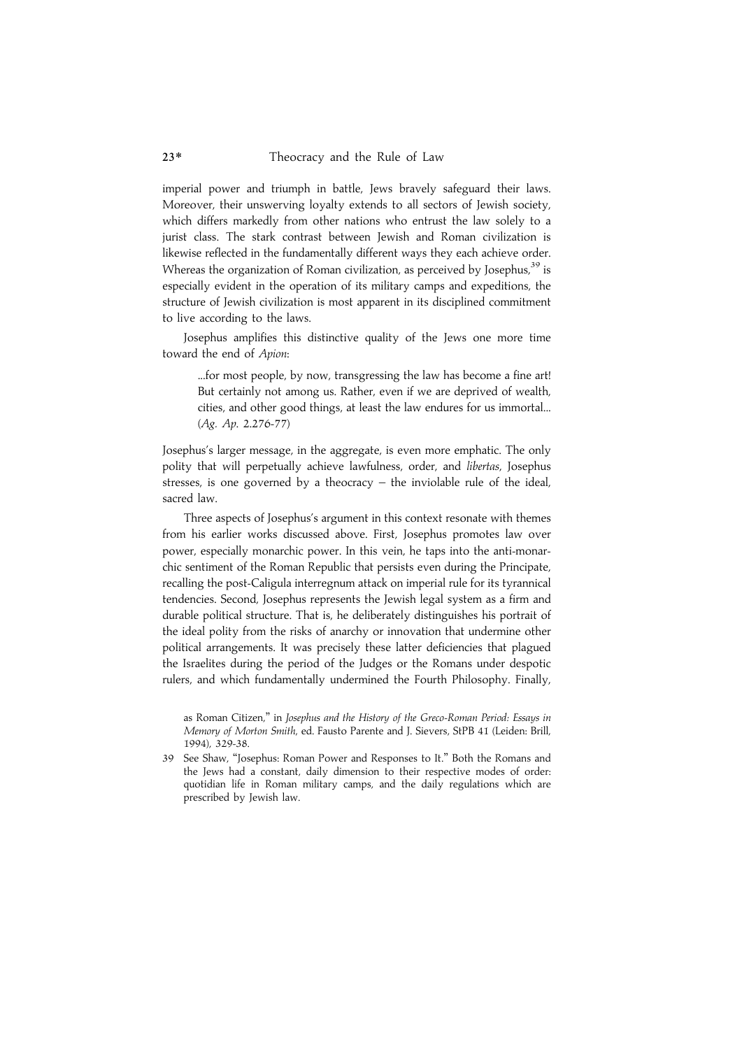imperial power and triumph in battle, Jews bravely safeguard their laws. Moreover, their unswerving loyalty extends to all sectors of Jewish society, which differs markedly from other nations who entrust the law solely to a jurist class. The stark contrast between Jewish and Roman civilization is likewise reflected in the fundamentally different ways they each achieve order. Whereas the organization of Roman civilization, as perceived by Josephus,[39] is especially evident in the operation of its military camps and expeditions, the structure of Jewish civilization is most apparent in its disciplined commitment to live according to the laws.

Josephus amplifies this distinctive quality of the Jews one more time toward the end of *Apion*:

> ...for most people, by now, transgressing the law has become a fine art! But certainly not among us. Rather, even if we are deprived of wealth, cities, and other good things, at least the law endures for us immortal... (*Ag. Ap.* 2.276-77)

Josephus's larger message, in the aggregate, is even more emphatic. The only polity that will perpetually achieve lawfulness, order, and *libertas*, Josephus stresses, is one governed by a theocracy – the inviolable rule of the ideal, sacred law.

Three aspects of Josephus's argument in this context resonate with themes from his earlier works discussed above. First, Josephus promotes law over power, especially monarchic power. In this vein, he taps into the anti-monarchic sentiment of the Roman Republic that persists even during the Principate, recalling the post-Caligula interregnum attack on imperial rule for its tyrannical tendencies. Second, Josephus represents the Jewish legal system as a firm and durable political structure. That is, he deliberately distinguishes his portrait of the ideal polity from the risks of anarchy or innovation that undermine other political arrangements. It was precisely these latter deficiencies that plagued the Israelites during the period of the Judges or the Romans under despotic rulers, and which fundamentally undermined the Fourth Philosophy. Finally,

as Roman Citizen," in *Josephus and the History of the Greco-Roman Period: Essays in Memory of Morton Smith*, ed. Fausto Parente and J. Sievers, StPB 41 (Leiden: Brill, 1994), 329-38.

39 See Shaw, "Josephus: Roman Power and Responses to It." Both the Romans and the Jews had a constant, daily dimension to their respective modes of order: quotidian life in Roman military camps, and the daily regulations which are prescribed by Jewish law.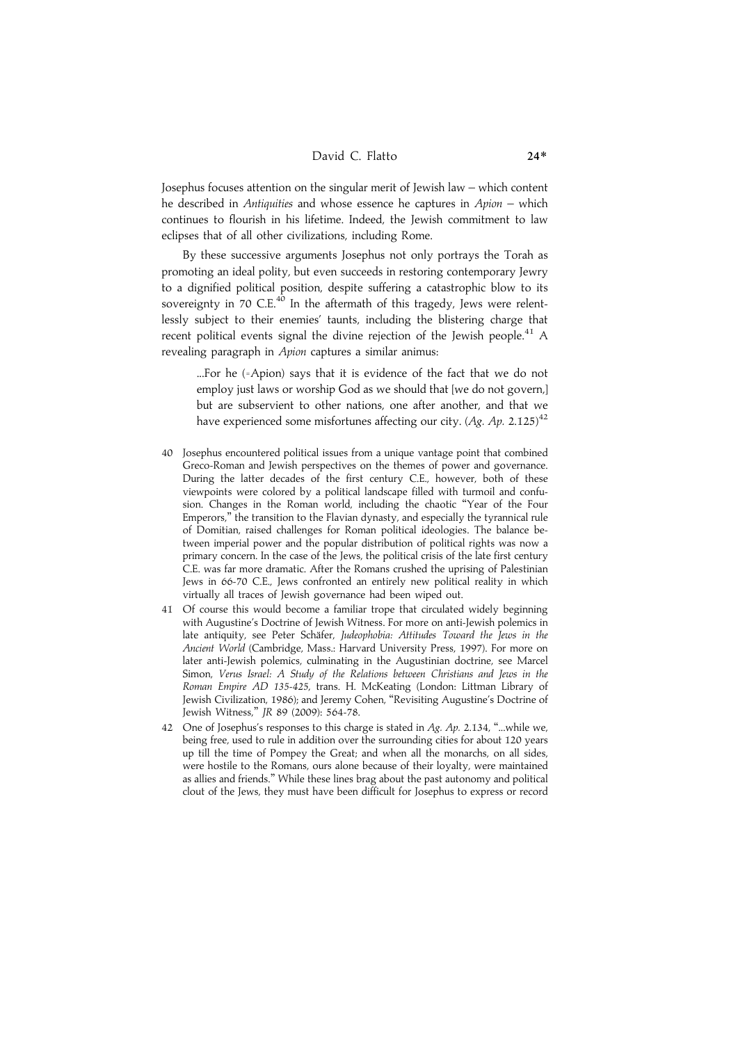Josephus focuses attention on the singular merit of Jewish law – which content he described in *Antiquities* and whose essence he captures in *Apion* – which continues to flourish in his lifetime. Indeed, the Jewish commitment to law eclipses that of all other civilizations, including Rome.

By these successive arguments Josephus not only portrays the Torah as promoting an ideal polity, but even succeeds in restoring contemporary Jewry to a dignified political position, despite suffering a catastrophic blow to its sovereignty in 70 C.E.[40] In the aftermath of this tragedy, Jews were relentlessly subject to their enemies' taunts, including the blistering charge that recent political events signal the divine rejection of the Jewish people.[41] A revealing paragraph in *Apion* captures a similar animus:

> ...For he (=Apion) says that it is evidence of the fact that we do not employ just laws or worship God as we should that [we do not govern,] but are subservient to other nations, one after another, and that we have experienced some misfortunes affecting our city. (*Ag. Ap.* 2.125)[42]

40 Josephus encountered political issues from a unique vantage point that combined Greco-Roman and Jewish perspectives on the themes of power and governance. During the latter decades of the first century C.E., however, both of these viewpoints were colored by a political landscape filled with turmoil and confusion. Changes in the Roman world, including the chaotic "Year of the Four Emperors," the transition to the Flavian dynasty, and especially the tyrannical rule of Domitian, raised challenges for Roman political ideologies. The balance between imperial power and the popular distribution of political rights was now a primary concern. In the case of the Jews, the political crisis of the late first century C.E. was far more dramatic. After the Romans crushed the uprising of Palestinian Jews in 66-70 C.E., Jews confronted an entirely new political reality in which virtually all traces of Jewish governance had been wiped out.

41 Of course this would become a familiar trope that circulated widely beginning with Augustine's Doctrine of Jewish Witness. For more on anti-Jewish polemics in late antiquity, see Peter Schäfer, *Judeophobia: Attitudes Toward the Jews in the Ancient World* (Cambridge, Mass.: Harvard University Press, 1997). For more on later anti-Jewish polemics, culminating in the Augustinian doctrine, see Marcel Simon, *Verus Israel: A Study of the Relations between Christians and Jews in the Roman Empire AD 135-425*, trans. H. McKeating (London: Littman Library of Jewish Civilization, 1986); and Jeremy Cohen, "Revisiting Augustine's Doctrine of Jewish Witness," *JR* 89 (2009): 564-78.

42 One of Josephus's responses to this charge is stated in *Ag. Ap.* 2.134, "...while we, being free, used to rule in addition over the surrounding cities for about 120 years up till the time of Pompey the Great; and when all the monarchs, on all sides, were hostile to the Romans, ours alone because of their loyalty, were maintained as allies and friends." While these lines brag about the past autonomy and political clout of the Jews, they must have been difficult for Josephus to express or record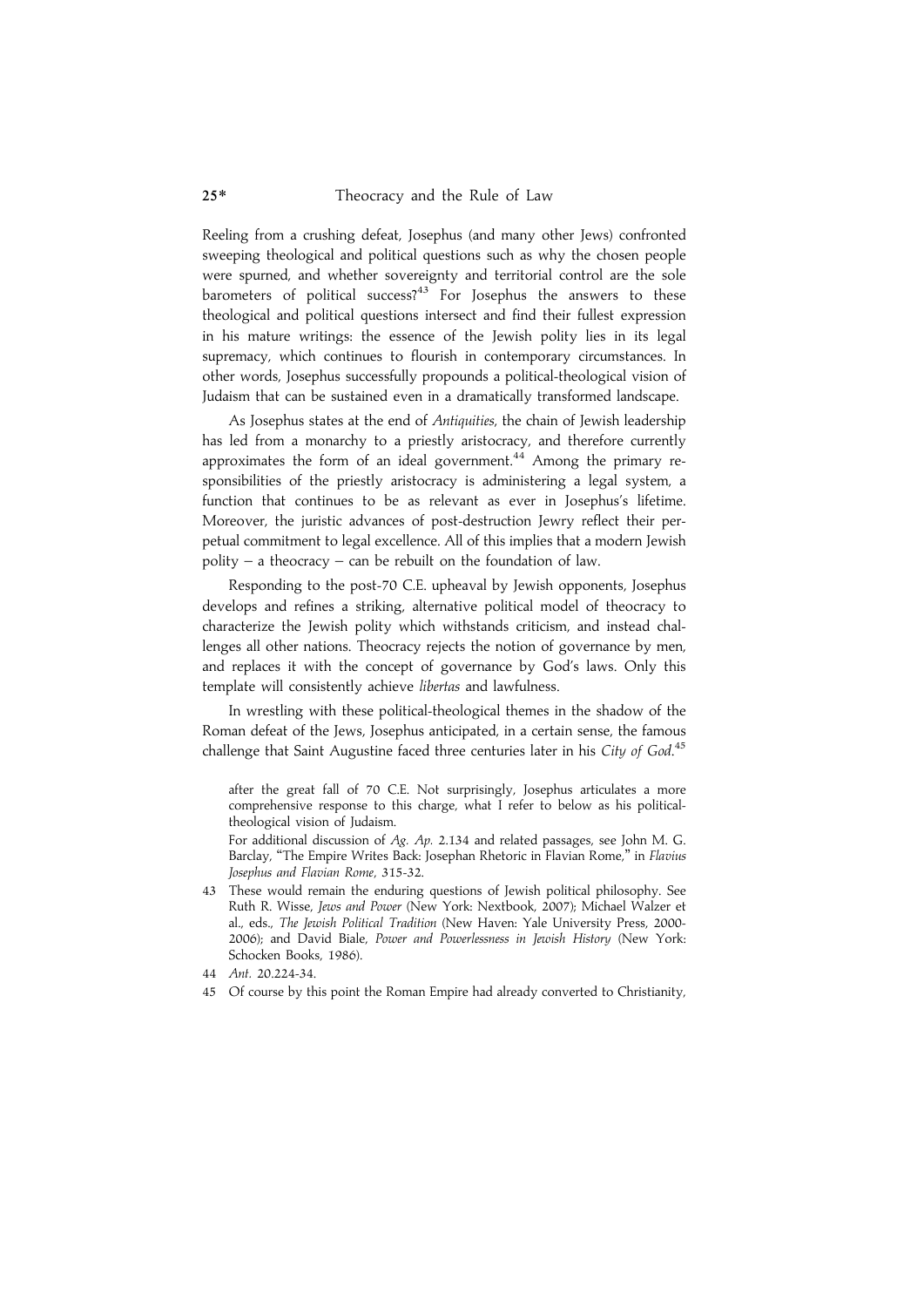Reeling from a crushing defeat, Josephus (and many other Jews) confronted sweeping theological and political questions such as why the chosen people were spurned, and whether sovereignty and territorial control are the sole barometers of political success?[43] For Josephus the answers to these theological and political questions intersect and find their fullest expression in his mature writings: the essence of the Jewish polity lies in its legal supremacy, which continues to flourish in contemporary circumstances. In other words, Josephus successfully propounds a political-theological vision of Judaism that can be sustained even in a dramatically transformed landscape.

As Josephus states at the end of *Antiquities*, the chain of Jewish leadership has led from a monarchy to a priestly aristocracy, and therefore currently approximates the form of an ideal government.[44] Among the primary responsibilities of the priestly aristocracy is administering a legal system, a function that continues to be as relevant as ever in Josephus's lifetime. Moreover, the juristic advances of post-destruction Jewry reflect their perpetual commitment to legal excellence. All of this implies that a modern Jewish polity – a theocracy – can be rebuilt on the foundation of law.

Responding to the post-70 C.E. upheaval by Jewish opponents, Josephus develops and refines a striking, alternative political model of theocracy to characterize the Jewish polity which withstands criticism, and instead challenges all other nations. Theocracy rejects the notion of governance by men, and replaces it with the concept of governance by God's laws. Only this template will consistently achieve *libertas* and lawfulness.

In wrestling with these political-theological themes in the shadow of the Roman defeat of the Jews, Josephus anticipated, in a certain sense, the famous challenge that Saint Augustine faced three centuries later in his *City of God*.[45]

after the great fall of 70 C.E. Not surprisingly, Josephus articulates a more comprehensive response to this charge, what I refer to below as his political-theological vision of Judaism.

For additional discussion of *Ag. Ap.* 2.134 and related passages, see John M. G. Barclay, "The Empire Writes Back: Josephan Rhetoric in Flavian Rome," in *Flavius Josephus and Flavian Rome*, 315-32.

43 These would remain the enduring questions of Jewish political philosophy. See Ruth R. Wisse, *Jews and Power* (New York: Nextbook, 2007); Michael Walzer et al., eds., *The Jewish Political Tradition* (New Haven: Yale University Press, 2000-2006); and David Biale, *Power and Powerlessness in Jewish History* (New York: Schocken Books, 1986).

44 *Ant.* 20.224-34.

45 Of course by this point the Roman Empire had already converted to Christianity,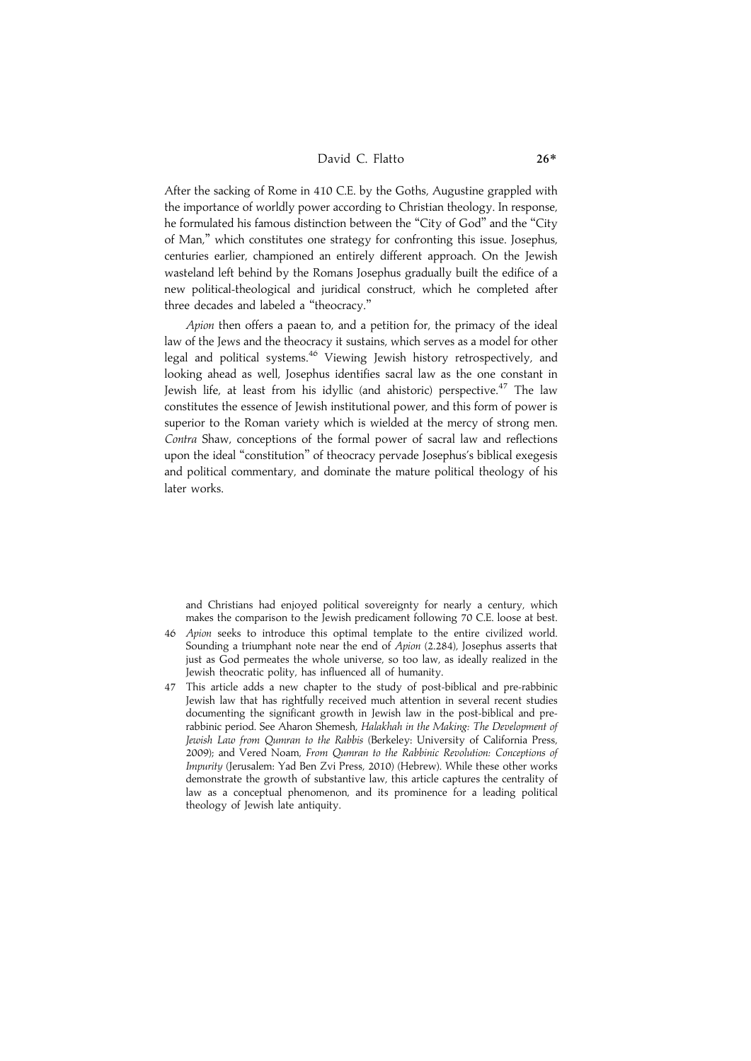After the sacking of Rome in 410 C.E. by the Goths, Augustine grappled with the importance of worldly power according to Christian theology. In response, he formulated his famous distinction between the "City of God" and the "City of Man," which constitutes one strategy for confronting this issue. Josephus, centuries earlier, championed an entirely different approach. On the Jewish wasteland left behind by the Romans Josephus gradually built the edifice of a new political-theological and juridical construct, which he completed after three decades and labeled a "theocracy."

*Apion* then offers a paean to, and a petition for, the primacy of the ideal law of the Jews and the theocracy it sustains, which serves as a model for other legal and political systems.[46] Viewing Jewish history retrospectively, and looking ahead as well, Josephus identifies sacral law as the one constant in Jewish life, at least from his idyllic (and ahistoric) perspective.[47] The law constitutes the essence of Jewish institutional power, and this form of power is superior to the Roman variety which is wielded at the mercy of strong men. *Contra* Shaw, conceptions of the formal power of sacral law and reflections upon the ideal "constitution" of theocracy pervade Josephus's biblical exegesis and political commentary, and dominate the mature political theology of his later works.

---

and Christians had enjoyed political sovereignty for nearly a century, which makes the comparison to the Jewish predicament following 70 C.E. loose at best.

46 *Apion* seeks to introduce this optimal template to the entire civilized world. Sounding a triumphant note near the end of *Apion* (2.284), Josephus asserts that just as God permeates the whole universe, so too law, as ideally realized in the Jewish theocratic polity, has influenced all of humanity.

47 This article adds a new chapter to the study of post-biblical and pre-rabbinic Jewish law that has rightfully received much attention in several recent studies documenting the significant growth in Jewish law in the post-biblical and pre-rabbinic period. See Aharon Shemesh, *Halakhah in the Making: The Development of Jewish Law from Qumran to the Rabbis* (Berkeley: University of California Press, 2009); and Vered Noam, *From Qumran to the Rabbinic Revolution: Conceptions of Impurity* (Jerusalem: Yad Ben Zvi Press, 2010) (Hebrew). While these other works demonstrate the growth of substantive law, this article captures the centrality of law as a conceptual phenomenon, and its prominence for a leading political theology of Jewish late antiquity.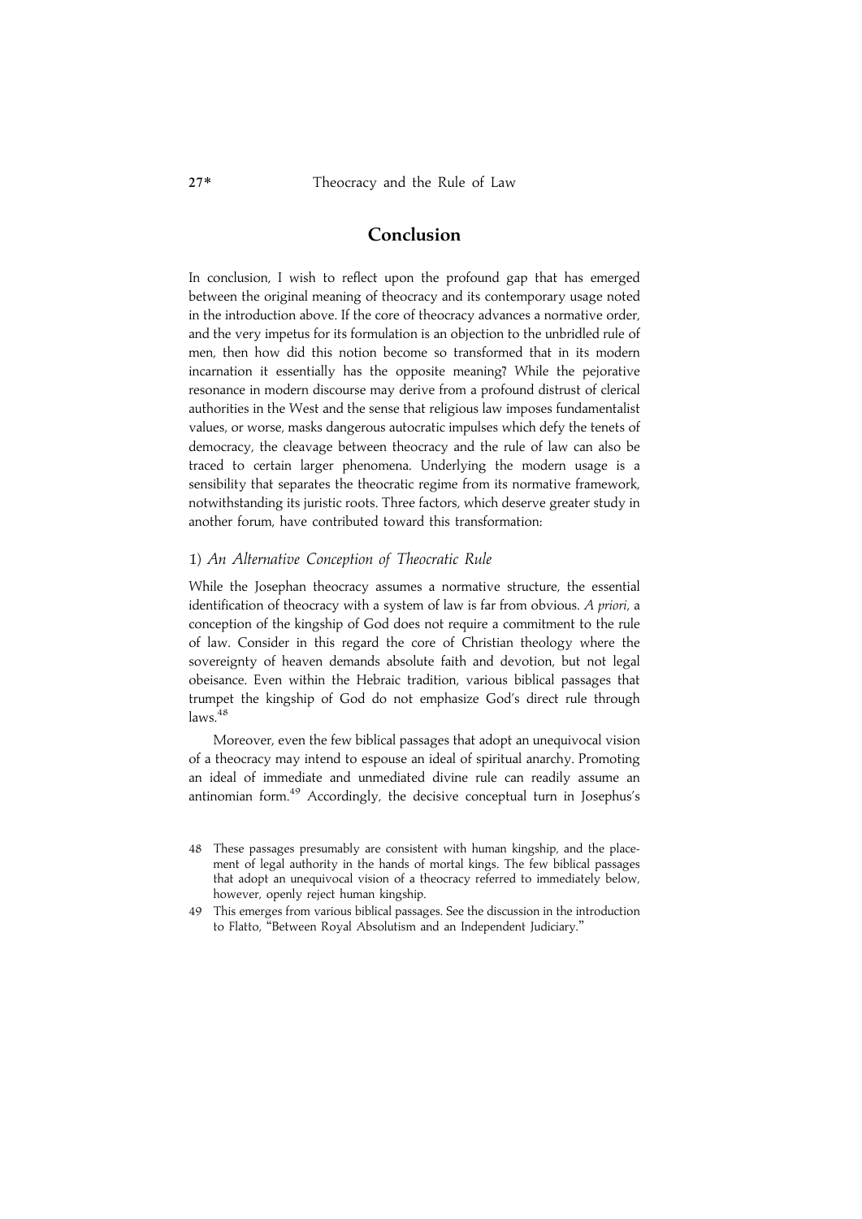## Conclusion

In conclusion, I wish to reflect upon the profound gap that has emerged between the original meaning of theocracy and its contemporary usage noted in the introduction above. If the core of theocracy advances a normative order, and the very impetus for its formulation is an objection to the unbridled rule of men, then how did this notion become so transformed that in its modern incarnation it essentially has the opposite meaning? While the pejorative resonance in modern discourse may derive from a profound distrust of clerical authorities in the West and the sense that religious law imposes fundamentalist values, or worse, masks dangerous autocratic impulses which defy the tenets of democracy, the cleavage between theocracy and the rule of law can also be traced to certain larger phenomena. Underlying the modern usage is a sensibility that separates the theocratic regime from its normative framework, notwithstanding its juristic roots. Three factors, which deserve greater study in another forum, have contributed toward this transformation:

### 1) *An Alternative Conception of Theocratic Rule*

While the Josephan theocracy assumes a normative structure, the essential identification of theocracy with a system of law is far from obvious. *A priori*, a conception of the kingship of God does not require a commitment to the rule of law. Consider in this regard the core of Christian theology where the sovereignty of heaven demands absolute faith and devotion, but not legal obeisance. Even within the Hebraic tradition, various biblical passages that trumpet the kingship of God do not emphasize God's direct rule through laws.[48]

Moreover, even the few biblical passages that adopt an unequivocal vision of a theocracy may intend to espouse an ideal of spiritual anarchy. Promoting an ideal of immediate and unmediated divine rule can readily assume an antinomian form.[49] Accordingly, the decisive conceptual turn in Josephus's

---

48 These passages presumably are consistent with human kingship, and the placement of legal authority in the hands of mortal kings. The few biblical passages that adopt an unequivocal vision of a theocracy referred to immediately below, however, openly reject human kingship.

49 This emerges from various biblical passages. See the discussion in the introduction to Flatto, "Between Royal Absolutism and an Independent Judiciary."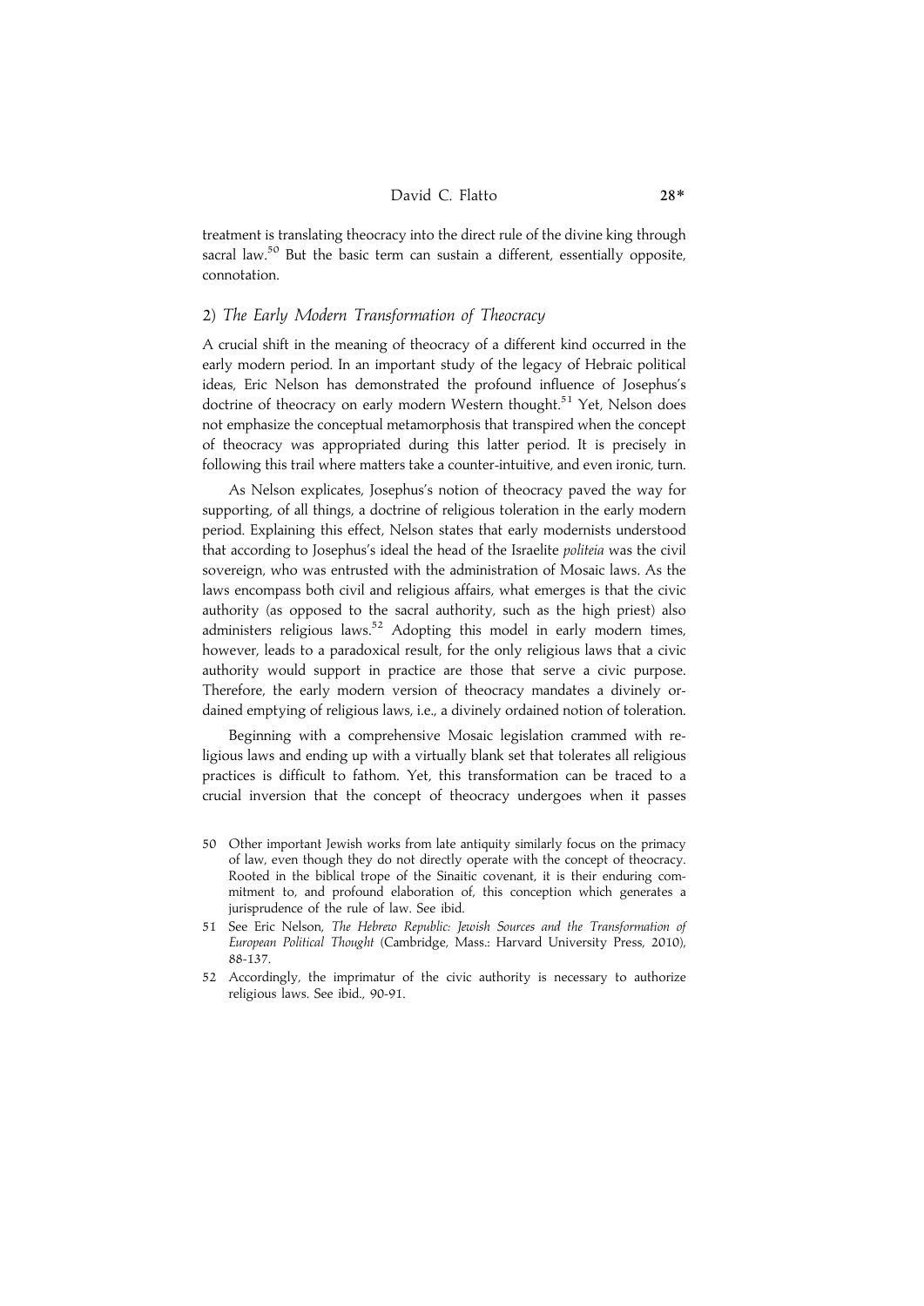treatment is translating theocracy into the direct rule of the divine king through sacral law.[50] But the basic term can sustain a different, essentially opposite, connotation.

### 2) *The Early Modern Transformation of Theocracy*

A crucial shift in the meaning of theocracy of a different kind occurred in the early modern period. In an important study of the legacy of Hebraic political ideas, Eric Nelson has demonstrated the profound influence of Josephus's doctrine of theocracy on early modern Western thought.[51] Yet, Nelson does not emphasize the conceptual metamorphosis that transpired when the concept of theocracy was appropriated during this latter period. It is precisely in following this trail where matters take a counter-intuitive, and even ironic, turn.

As Nelson explicates, Josephus's notion of theocracy paved the way for supporting, of all things, a doctrine of religious toleration in the early modern period. Explaining this effect, Nelson states that early modernists understood that according to Josephus's ideal the head of the Israelite *politeia* was the civil sovereign, who was entrusted with the administration of Mosaic laws. As the laws encompass both civil and religious affairs, what emerges is that the civic authority (as opposed to the sacral authority, such as the high priest) also administers religious laws.[52] Adopting this model in early modern times, however, leads to a paradoxical result, for the only religious laws that a civic authority would support in practice are those that serve a civic purpose. Therefore, the early modern version of theocracy mandates a divinely ordained emptying of religious laws, i.e., a divinely ordained notion of toleration.

Beginning with a comprehensive Mosaic legislation crammed with religious laws and ending up with a virtually blank set that tolerates all religious practices is difficult to fathom. Yet, this transformation can be traced to a crucial inversion that the concept of theocracy undergoes when it passes

50 Other important Jewish works from late antiquity similarly focus on the primacy of law, even though they do not directly operate with the concept of theocracy. Rooted in the biblical trope of the Sinaitic covenant, it is their enduring commitment to, and profound elaboration of, this conception which generates a jurisprudence of the rule of law. See ibid.

51 See Eric Nelson, *The Hebrew Republic: Jewish Sources and the Transformation of European Political Thought* (Cambridge, Mass.: Harvard University Press, 2010), 88-137.

52 Accordingly, the imprimatur of the civic authority is necessary to authorize religious laws. See ibid., 90-91.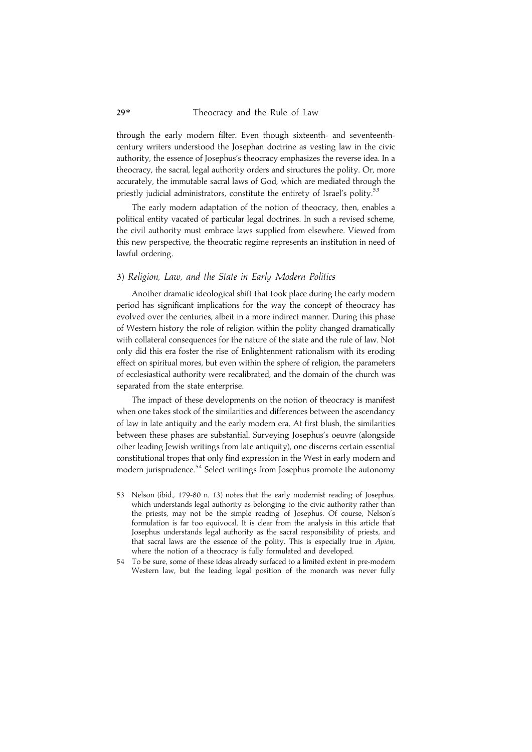through the early modern filter. Even though sixteenth- and seventeenth-century writers understood the Josephan doctrine as vesting law in the civic authority, the essence of Josephus's theocracy emphasizes the reverse idea. In a theocracy, the sacral, legal authority orders and structures the polity. Or, more accurately, the immutable sacral laws of God, which are mediated through the priestly judicial administrators, constitute the entirety of Israel's polity.[53]

The early modern adaptation of the notion of theocracy, then, enables a political entity vacated of particular legal doctrines. In such a revised scheme, the civil authority must embrace laws supplied from elsewhere. Viewed from this new perspective, the theocratic regime represents an institution in need of lawful ordering.

### 3) *Religion, Law, and the State in Early Modern Politics*

Another dramatic ideological shift that took place during the early modern period has significant implications for the way the concept of theocracy has evolved over the centuries, albeit in a more indirect manner. During this phase of Western history the role of religion within the polity changed dramatically with collateral consequences for the nature of the state and the rule of law. Not only did this era foster the rise of Enlightenment rationalism with its eroding effect on spiritual mores, but even within the sphere of religion, the parameters of ecclesiastical authority were recalibrated, and the domain of the church was separated from the state enterprise.

The impact of these developments on the notion of theocracy is manifest when one takes stock of the similarities and differences between the ascendancy of law in late antiquity and the early modern era. At first blush, the similarities between these phases are substantial. Surveying Josephus's oeuvre (alongside other leading Jewish writings from late antiquity), one discerns certain essential constitutional tropes that only find expression in the West in early modern and modern jurisprudence.[54] Select writings from Josephus promote the autonomy

53 Nelson (ibid., 179-80 n. 13) notes that the early modernist reading of Josephus, which understands legal authority as belonging to the civic authority rather than the priests, may not be the simple reading of Josephus. Of course, Nelson's formulation is far too equivocal. It is clear from the analysis in this article that Josephus understands legal authority as the sacral responsibility of priests, and that sacral laws are the essence of the polity. This is especially true in *Apion*, where the notion of a theocracy is fully formulated and developed.

54 To be sure, some of these ideas already surfaced to a limited extent in pre-modern Western law, but the leading legal position of the monarch was never fully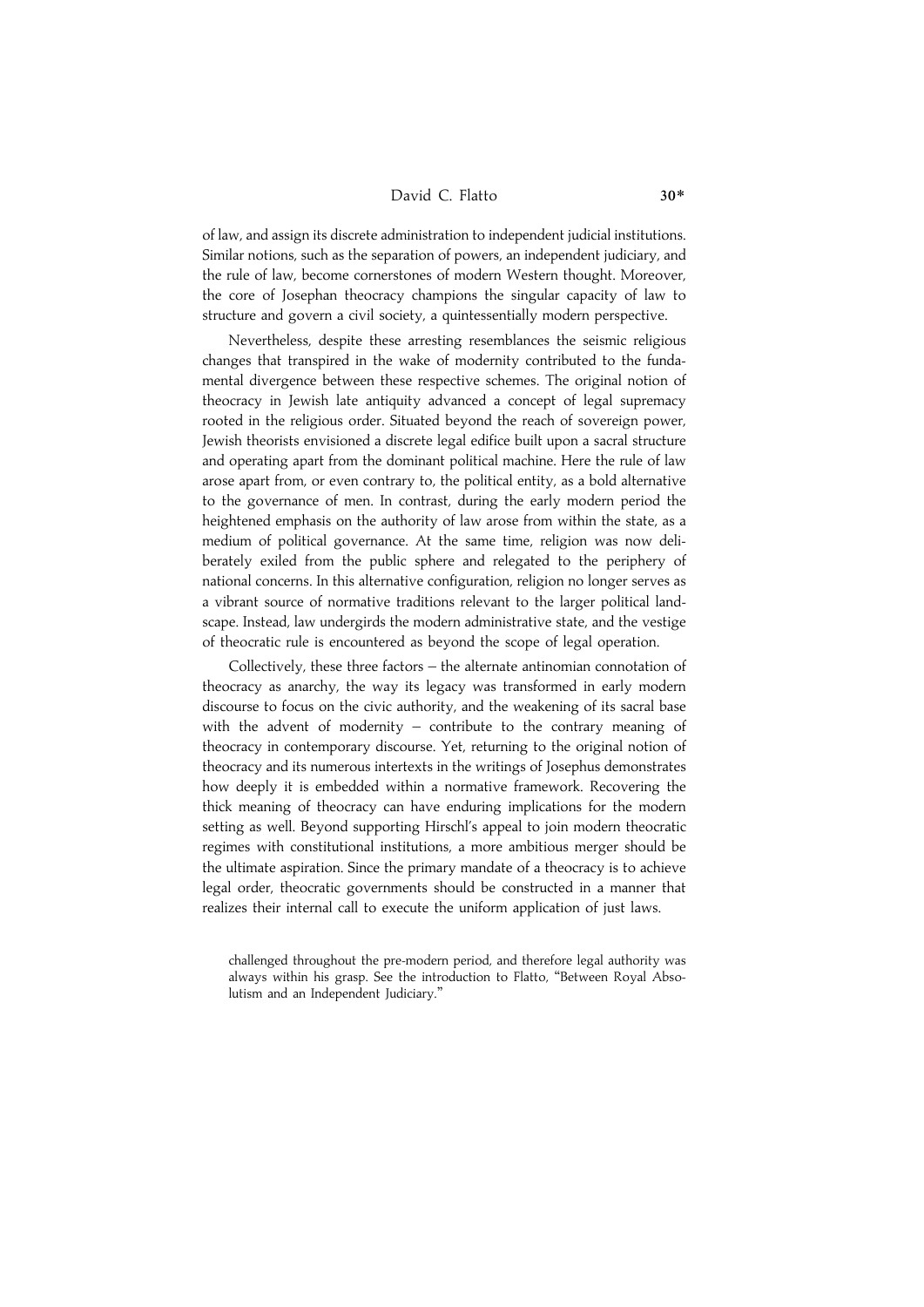of law, and assign its discrete administration to independent judicial institutions. Similar notions, such as the separation of powers, an independent judiciary, and the rule of law, become cornerstones of modern Western thought. Moreover, the core of Josephan theocracy champions the singular capacity of law to structure and govern a civil society, a quintessentially modern perspective.

Nevertheless, despite these arresting resemblances the seismic religious changes that transpired in the wake of modernity contributed to the fundamental divergence between these respective schemes. The original notion of theocracy in Jewish late antiquity advanced a concept of legal supremacy rooted in the religious order. Situated beyond the reach of sovereign power, Jewish theorists envisioned a discrete legal edifice built upon a sacral structure and operating apart from the dominant political machine. Here the rule of law arose apart from, or even contrary to, the political entity, as a bold alternative to the governance of men. In contrast, during the early modern period the heightened emphasis on the authority of law arose from within the state, as a medium of political governance. At the same time, religion was now deliberately exiled from the public sphere and relegated to the periphery of national concerns. In this alternative configuration, religion no longer serves as a vibrant source of normative traditions relevant to the larger political landscape. Instead, law undergirds the modern administrative state, and the vestige of theocratic rule is encountered as beyond the scope of legal operation.

Collectively, these three factors – the alternate antinomian connotation of theocracy as anarchy, the way its legacy was transformed in early modern discourse to focus on the civic authority, and the weakening of its sacral base with the advent of modernity – contribute to the contrary meaning of theocracy in contemporary discourse. Yet, returning to the original notion of theocracy and its numerous intertexts in the writings of Josephus demonstrates how deeply it is embedded within a normative framework. Recovering the thick meaning of theocracy can have enduring implications for the modern setting as well. Beyond supporting Hirschl's appeal to join modern theocratic regimes with constitutional institutions, a more ambitious merger should be the ultimate aspiration. Since the primary mandate of a theocracy is to achieve legal order, theocratic governments should be constructed in a manner that realizes their internal call to execute the uniform application of just laws.

challenged throughout the pre-modern period, and therefore legal authority was always within his grasp. See the introduction to Flatto, "Between Royal Absolutism and an Independent Judiciary."